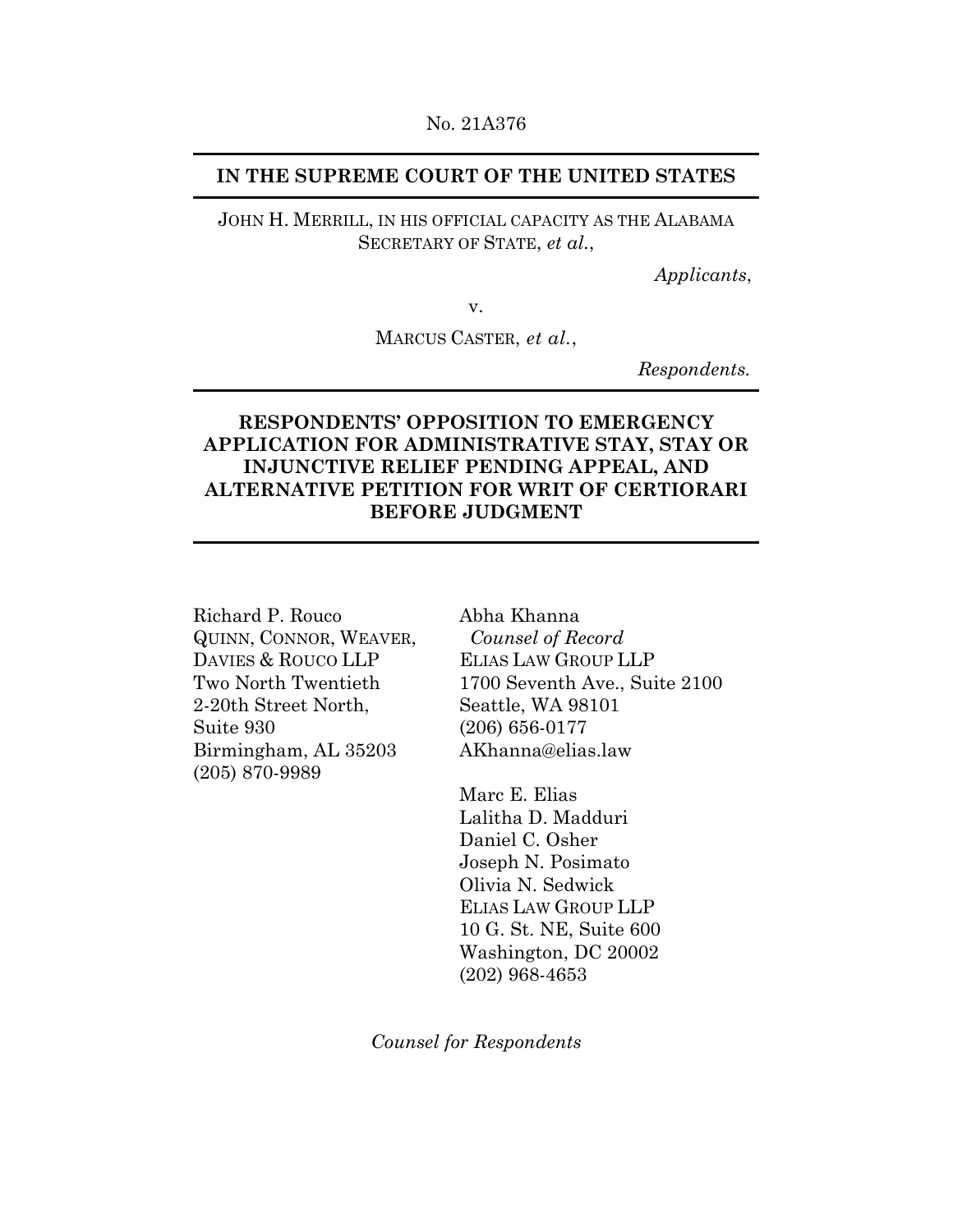No. 21A376

**IN THE SUPREME COURT OF THE UNITED STATES**

JOHN H. MERRILL, IN HIS OFFICIAL CAPACITY AS THE ALABAMA SECRETARY OF STATE, *et al.*,

*Applicants*,

v.

MARCUS CASTER, *et al.*,

*Respondents.*

**RESPONDENTS' OPPOSITION TO EMERGENCY APPLICATION FOR ADMINISTRATIVE STAY, STAY OR INJUNCTIVE RELIEF PENDING APPEAL, AND ALTERNATIVE PETITION FOR WRIT OF CERTIORARI BEFORE JUDGMENT**

Richard P. Rouco
QUINN, CONNOR, WEAVER, DAVIES & ROUCO LLP
Two North Twentieth
2-20th Street North, Suite 930
Birmingham, AL 35203
(205) 870-9989

Abha Khanna
*Counsel of Record*
ELIAS LAW GROUP LLP
1700 Seventh Ave., Suite 2100
Seattle, WA 98101
(206) 656-0177
AKhanna@elias.law

Marc E. Elias
Lalitha D. Madduri
Daniel C. Osher
Joseph N. Posimato
Olivia N. Sedwick
ELIAS LAW GROUP LLP
10 G. St. NE, Suite 600
Washington, DC 20002
(202) 968-4653

*Counsel for Respondents*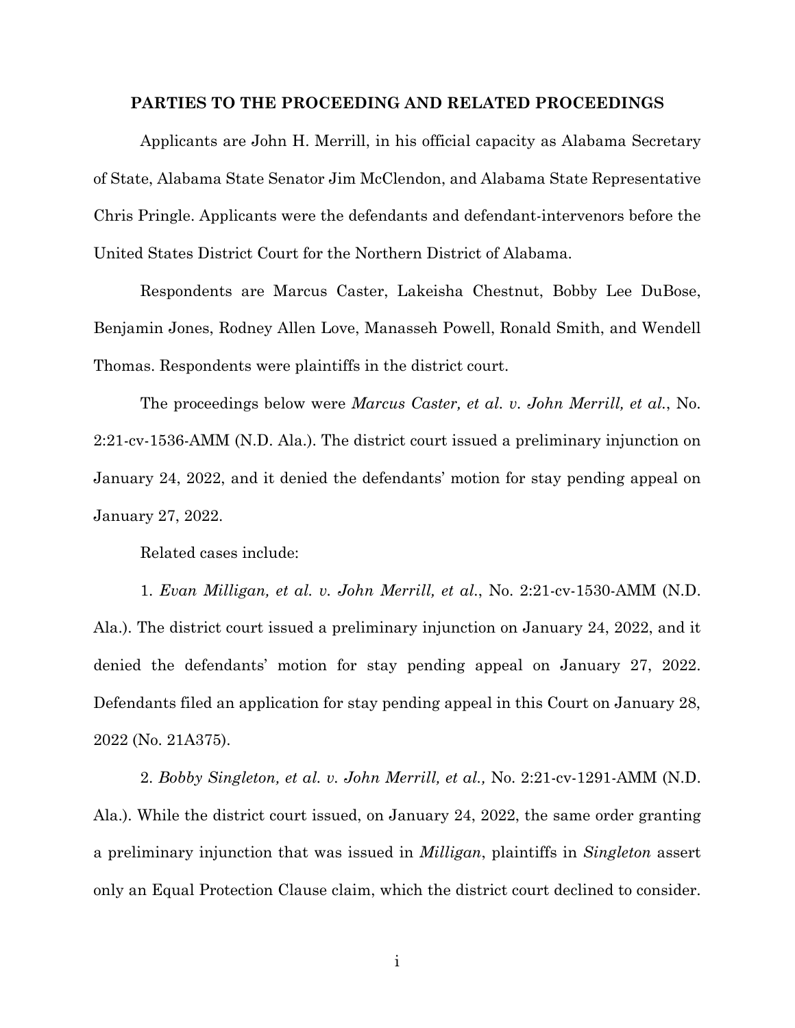## PARTIES TO THE PROCEEDING AND RELATED PROCEEDINGS

Applicants are John H. Merrill, in his official capacity as Alabama Secretary of State, Alabama State Senator Jim McClendon, and Alabama State Representative Chris Pringle. Applicants were the defendants and defendant-intervenors before the United States District Court for the Northern District of Alabama.

Respondents are Marcus Caster, Lakeisha Chestnut, Bobby Lee DuBose, Benjamin Jones, Rodney Allen Love, Manasseh Powell, Ronald Smith, and Wendell Thomas. Respondents were plaintiffs in the district court.

The proceedings below were *Marcus Caster, et al. v. John Merrill, et al.*, No. 2:21-cv-1536-AMM (N.D. Ala.). The district court issued a preliminary injunction on January 24, 2022, and it denied the defendants' motion for stay pending appeal on January 27, 2022.

Related cases include:

1. *Evan Milligan, et al. v. John Merrill, et al.*, No. 2:21-cv-1530-AMM (N.D. Ala.). The district court issued a preliminary injunction on January 24, 2022, and it denied the defendants' motion for stay pending appeal on January 27, 2022. Defendants filed an application for stay pending appeal in this Court on January 28, 2022 (No. 21A375).

2. *Bobby Singleton, et al. v. John Merrill, et al.,* No. 2:21-cv-1291-AMM (N.D. Ala.). While the district court issued, on January 24, 2022, the same order granting a preliminary injunction that was issued in *Milligan*, plaintiffs in *Singleton* assert only an Equal Protection Clause claim, which the district court declined to consider.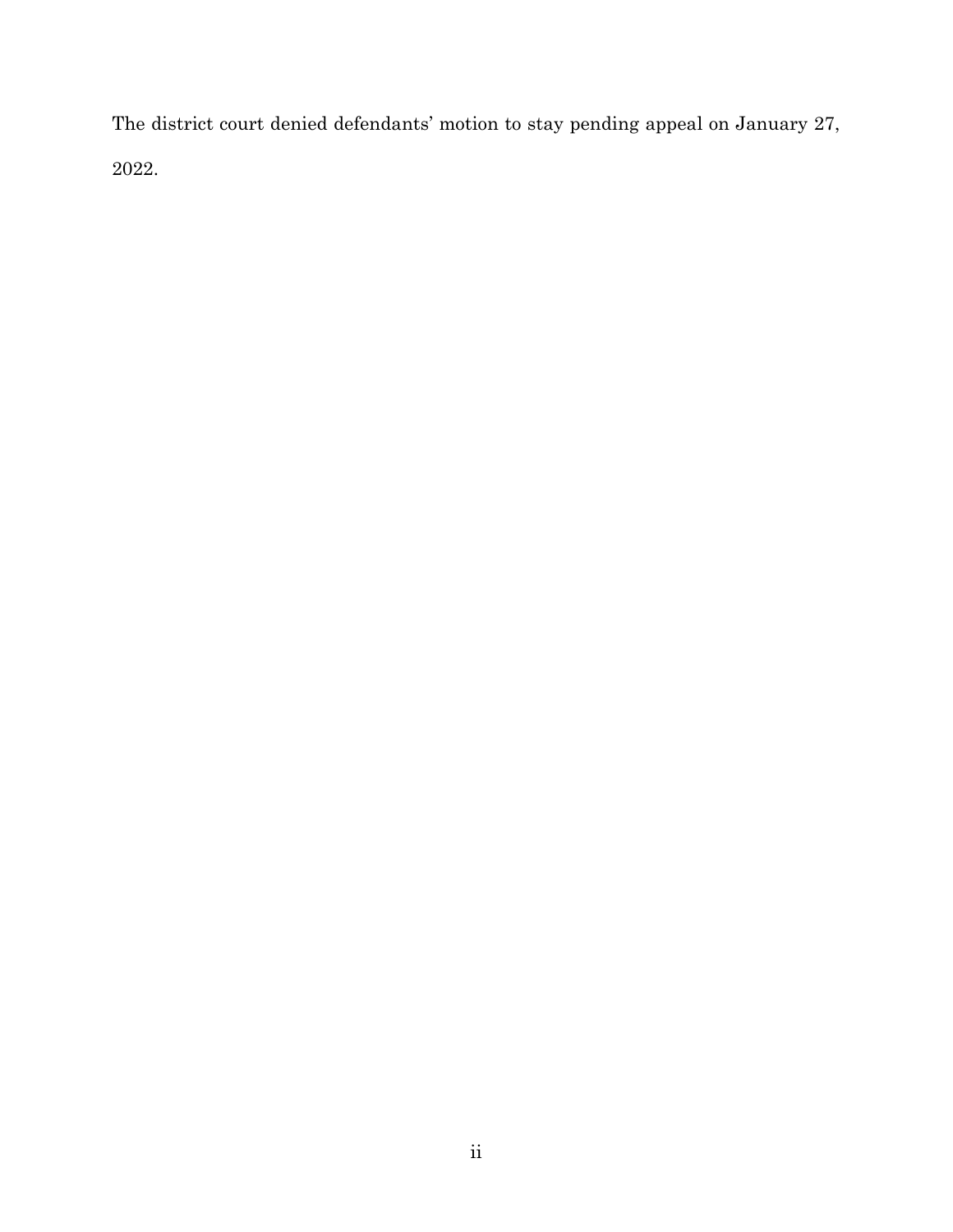The district court denied defendants' motion to stay pending appeal on January 27, 2022.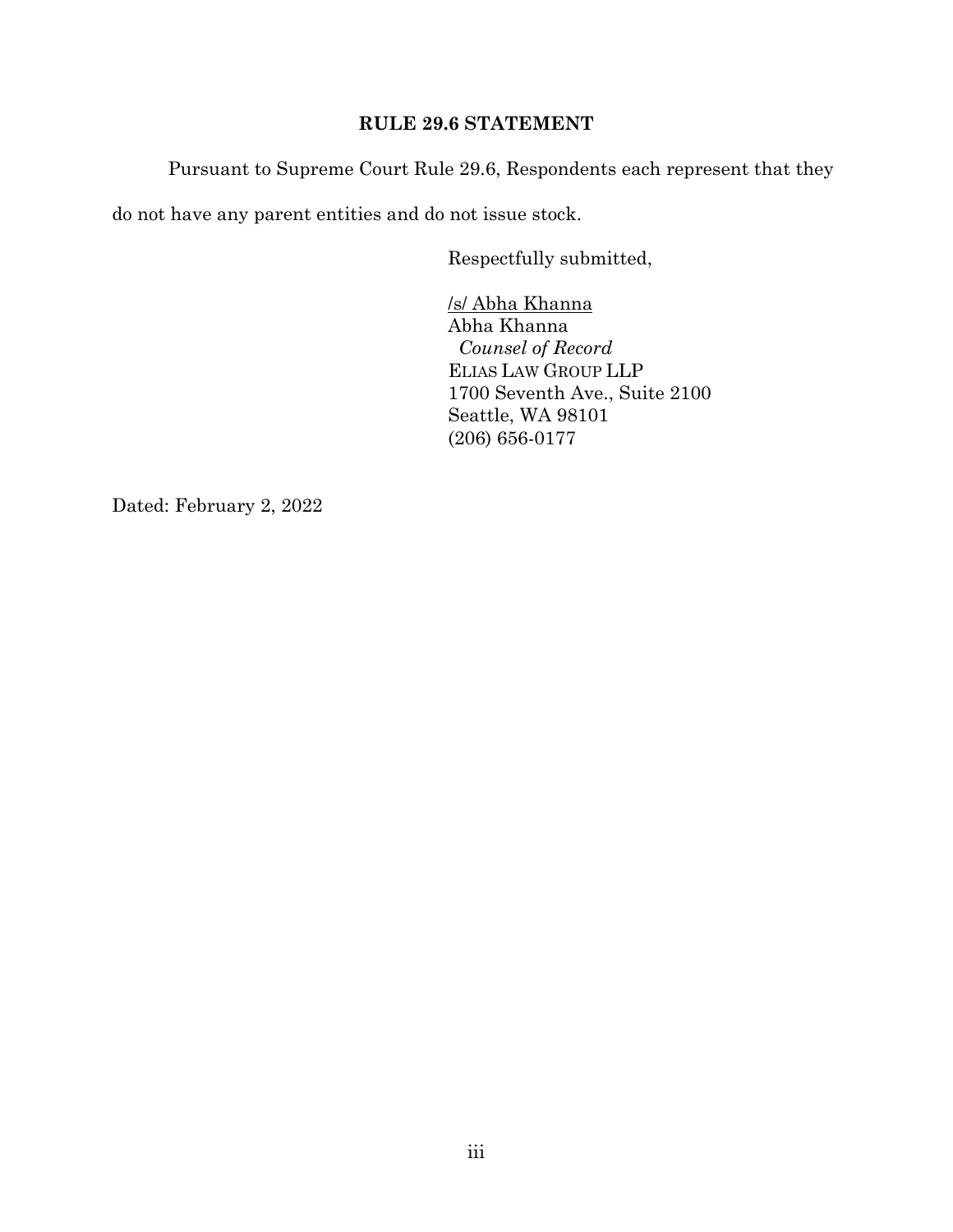## RULE 29.6 STATEMENT

Pursuant to Supreme Court Rule 29.6, Respondents each represent that they do not have any parent entities and do not issue stock.

Respectfully submitted,

/s/ Abha Khanna
Abha Khanna
*Counsel of Record*
ELIAS LAW GROUP LLP
1700 Seventh Ave., Suite 2100
Seattle, WA 98101
(206) 656-0177

Dated: February 2, 2022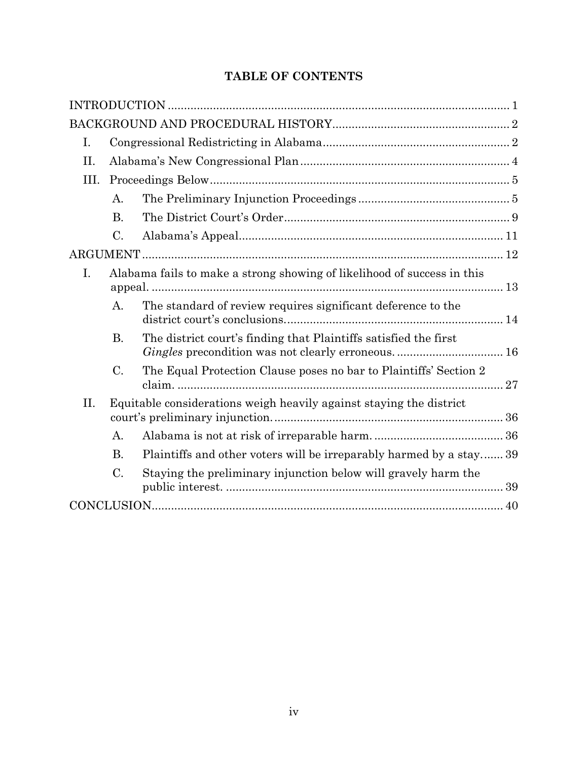# TABLE OF CONTENTS

INTRODUCTION ..... 1

BACKGROUND AND PROCEDURAL HISTORY ..... 2

- I. Congressional Redistricting in Alabama ..... 2
- II. Alabama's New Congressional Plan ..... 4
- III. Proceedings Below ..... 5
  - A. The Preliminary Injunction Proceedings ..... 5
  - B. The District Court's Order ..... 9
  - C. Alabama's Appeal ..... 11

ARGUMENT ..... 12

- I. Alabama fails to make a strong showing of likelihood of success in this appeal. ..... 13
  - A. The standard of review requires significant deference to the district court's conclusions. ..... 14
  - B. The district court's finding that Plaintiffs satisfied the first *Gingles* precondition was not clearly erroneous. ..... 16
  - C. The Equal Protection Clause poses no bar to Plaintiffs' Section 2 claim. ..... 27
- II. Equitable considerations weigh heavily against staying the district court's preliminary injunction. ..... 36
  - A. Alabama is not at risk of irreparable harm. ..... 36
  - B. Plaintiffs and other voters will be irreparably harmed by a stay. ..... 39
  - C. Staying the preliminary injunction below will gravely harm the public interest. ..... 39

CONCLUSION ..... 40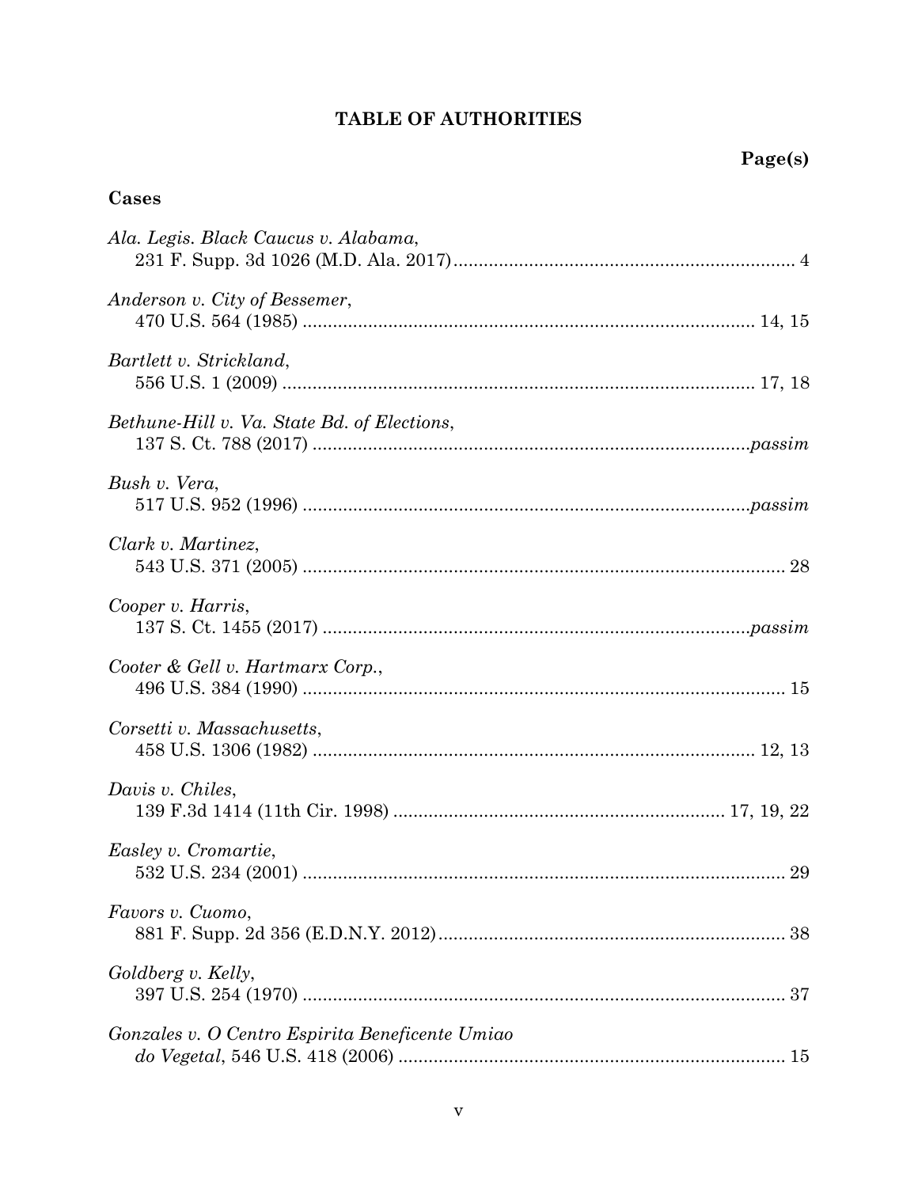# TABLE OF AUTHORITIES

**Page(s)**

## Cases

*Ala. Legis. Black Caucus v. Alabama*,
231 F. Supp. 3d 1026 (M.D. Ala. 2017) .................................................................... 4

*Anderson v. City of Bessemer*,
470 U.S. 564 (1985) ......................................................................................... 14, 15

*Bartlett v. Strickland*,
556 U.S. 1 (2009) ............................................................................................. 17, 18

*Bethune-Hill v. Va. State Bd. of Elections*,
137 S. Ct. 788 (2017) ......................................................................................*passim*

*Bush v. Vera*,
517 U.S. 952 (1996) ........................................................................................*passim*

*Clark v. Martinez*,
543 U.S. 371 (2005) ............................................................................................... 28

*Cooper v. Harris*,
137 S. Ct. 1455 (2017) ....................................................................................*passim*

*Cooter & Gell v. Hartmarx Corp.*,
496 U.S. 384 (1990) ............................................................................................... 15

*Corsetti v. Massachusetts*,
458 U.S. 1306 (1982) ........................................................................................ 12, 13

*Davis v. Chiles*,
139 F.3d 1414 (11th Cir. 1998) ................................................................. 17, 19, 22

*Easley v. Cromartie*,
532 U.S. 234 (2001) ............................................................................................... 29

*Favors v. Cuomo*,
881 F. Supp. 2d 356 (E.D.N.Y. 2012) .................................................................... 38

*Goldberg v. Kelly*,
397 U.S. 254 (1970) ............................................................................................... 37

*Gonzales v. O Centro Espirita Beneficente Umiao do Vegetal*, 546 U.S. 418 (2006) ............................................................................ 15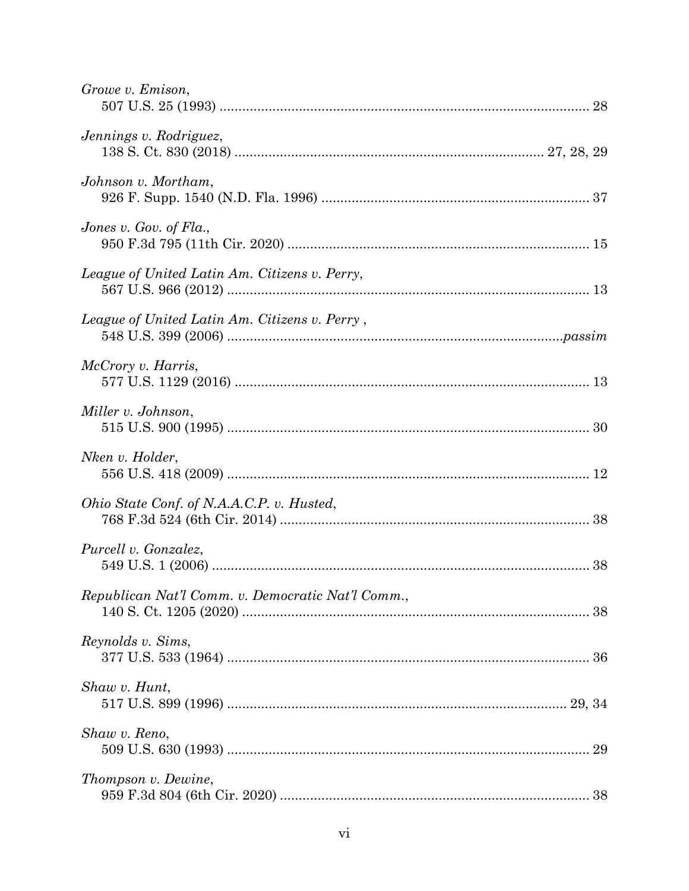*Growe v. Emison*,
507 U.S. 25 (1993) ................................................................................................ 28

*Jennings v. Rodriguez*,
138 S. Ct. 830 (2018) ............................................................................... 27, 28, 29

*Johnson v. Mortham*,
926 F. Supp. 1540 (N.D. Fla. 1996) ...................................................................... 37

*Jones v. Gov. of Fla.*,
950 F.3d 795 (11th Cir. 2020) ............................................................................... 15

*League of United Latin Am. Citizens v. Perry*,
567 U.S. 966 (2012) ............................................................................................... 13

*League of United Latin Am. Citizens v. Perry* ,
548 U.S. 399 (2006) ........................................................................................*passim*

*McCrory v. Harris*,
577 U.S. 1129 (2016) ............................................................................................. 13

*Miller v. Johnson*,
515 U.S. 900 (1995) ............................................................................................... 30

*Nken v. Holder*,
556 U.S. 418 (2009) ............................................................................................... 12

*Ohio State Conf. of N.A.A.C.P. v. Husted*,
768 F.3d 524 (6th Cir. 2014) ................................................................................. 38

*Purcell v. Gonzalez*,
549 U.S. 1 (2006) ................................................................................................... 38

*Republican Nat'l Comm. v. Democratic Nat'l Comm.*,
140 S. Ct. 1205 (2020) ........................................................................................... 38

*Reynolds v. Sims*,
377 U.S. 533 (1964) ............................................................................................... 36

*Shaw v. Hunt*,
517 U.S. 899 (1996) ........................................................................................ 29, 34

*Shaw v. Reno*,
509 U.S. 630 (1993) ............................................................................................... 29

*Thompson v. Dewine*,
959 F.3d 804 (6th Cir. 2020) ................................................................................. 38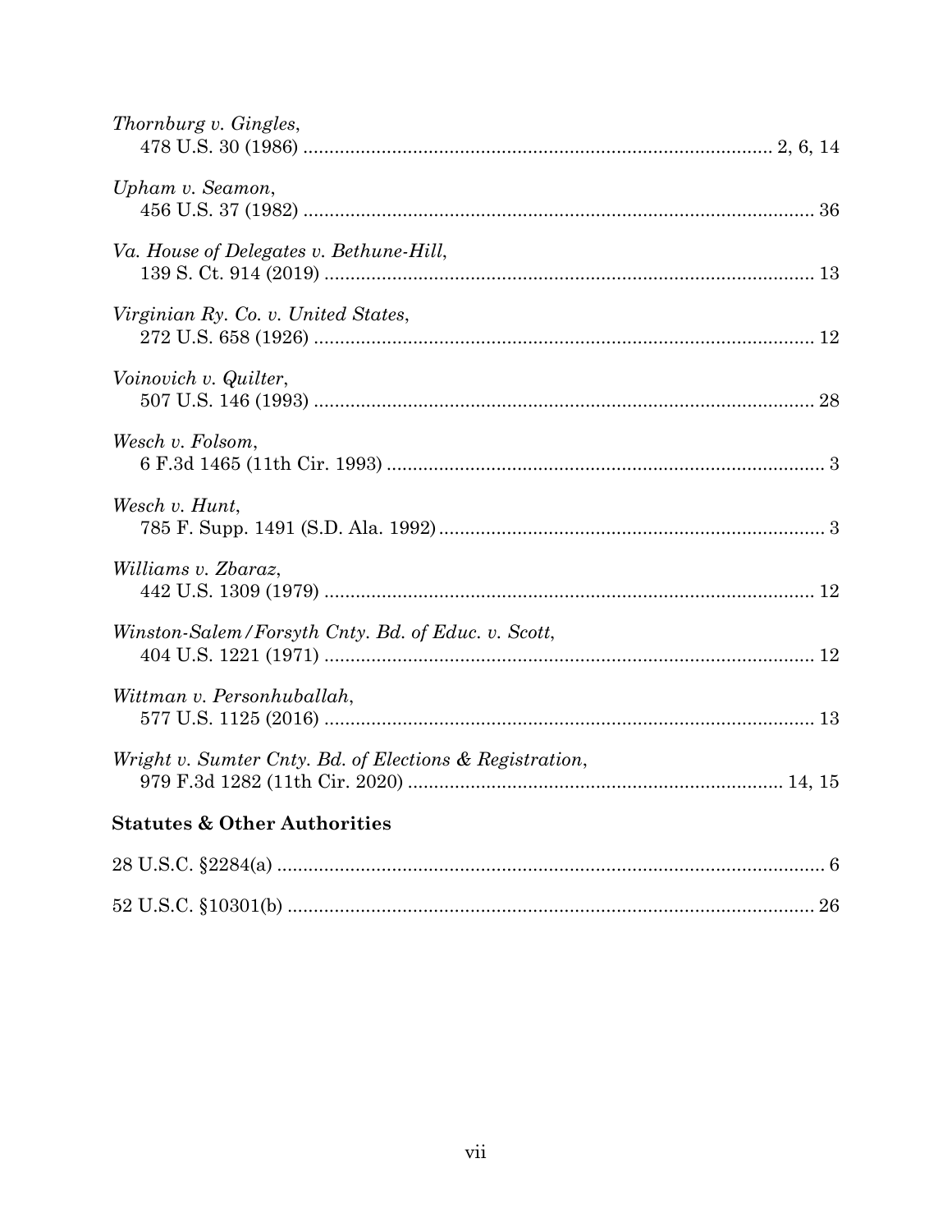*Thornburg v. Gingles*,
478 U.S. 30 (1986) .......................................................................................... 2, 6, 14

*Upham v. Seamon*,
456 U.S. 37 (1982) .................................................................................................. 36

*Va. House of Delegates v. Bethune-Hill*,
139 S. Ct. 914 (2019) .............................................................................................. 13

*Virginian Ry. Co. v. United States*,
272 U.S. 658 (1926) ................................................................................................ 12

*Voinovich v. Quilter*,
507 U.S. 146 (1993) ................................................................................................ 28

*Wesch v. Folsom*,
6 F.3d 1465 (11th Cir. 1993) .................................................................................... 3

*Wesch v. Hunt*,
785 F. Supp. 1491 (S.D. Ala. 1992) .......................................................................... 3

*Williams v. Zbaraz*,
442 U.S. 1309 (1979) .............................................................................................. 12

*Winston-Salem/Forsyth Cnty. Bd. of Educ. v. Scott*,
404 U.S. 1221 (1971) .............................................................................................. 12

*Wittman v. Personhuballah*,
577 U.S. 1125 (2016) .............................................................................................. 13

*Wright v. Sumter Cnty. Bd. of Elections & Registration*,
979 F.3d 1282 (11th Cir. 2020) ......................................................................... 14, 15

**Statutes & Other Authorities**

28 U.S.C. §2284(a) ......................................................................................................... 6

52 U.S.C. §10301(b) ..................................................................................................... 26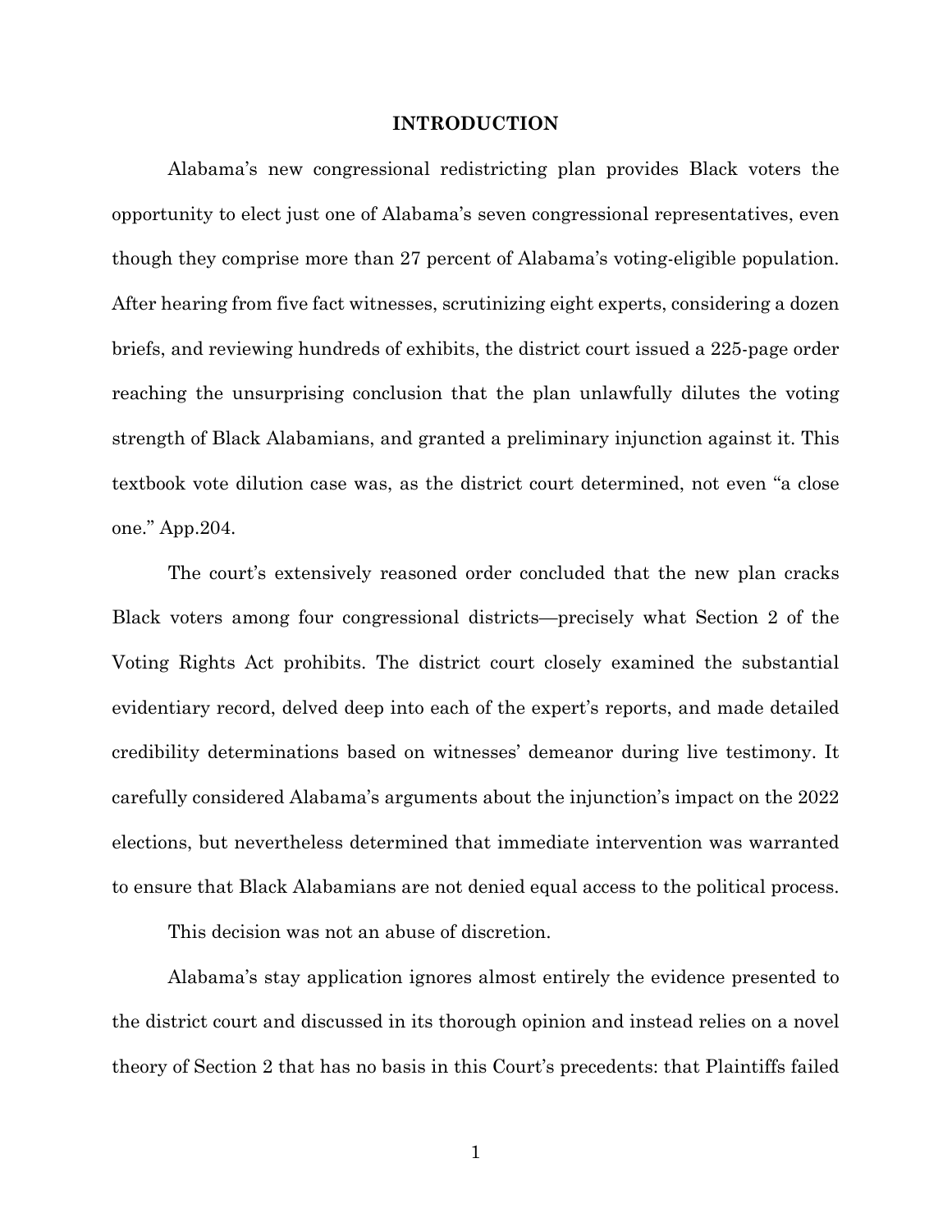## INTRODUCTION

Alabama's new congressional redistricting plan provides Black voters the opportunity to elect just one of Alabama's seven congressional representatives, even though they comprise more than 27 percent of Alabama's voting-eligible population. After hearing from five fact witnesses, scrutinizing eight experts, considering a dozen briefs, and reviewing hundreds of exhibits, the district court issued a 225-page order reaching the unsurprising conclusion that the plan unlawfully dilutes the voting strength of Black Alabamians, and granted a preliminary injunction against it. This textbook vote dilution case was, as the district court determined, not even "a close one." App.204.

The court's extensively reasoned order concluded that the new plan cracks Black voters among four congressional districts—precisely what Section 2 of the Voting Rights Act prohibits. The district court closely examined the substantial evidentiary record, delved deep into each of the expert's reports, and made detailed credibility determinations based on witnesses' demeanor during live testimony. It carefully considered Alabama's arguments about the injunction's impact on the 2022 elections, but nevertheless determined that immediate intervention was warranted to ensure that Black Alabamians are not denied equal access to the political process.

This decision was not an abuse of discretion.

Alabama's stay application ignores almost entirely the evidence presented to the district court and discussed in its thorough opinion and instead relies on a novel theory of Section 2 that has no basis in this Court's precedents: that Plaintiffs failed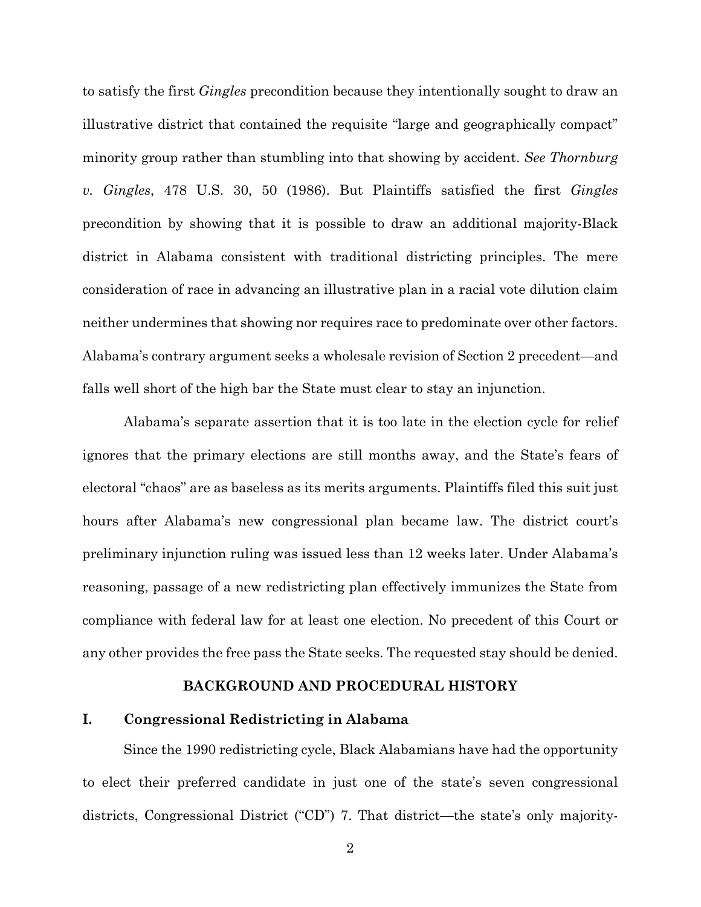to satisfy the first *Gingles* precondition because they intentionally sought to draw an illustrative district that contained the requisite "large and geographically compact" minority group rather than stumbling into that showing by accident. *See Thornburg v. Gingles*, 478 U.S. 30, 50 (1986). But Plaintiffs satisfied the first *Gingles* precondition by showing that it is possible to draw an additional majority-Black district in Alabama consistent with traditional districting principles. The mere consideration of race in advancing an illustrative plan in a racial vote dilution claim neither undermines that showing nor requires race to predominate over other factors. Alabama's contrary argument seeks a wholesale revision of Section 2 precedent—and falls well short of the high bar the State must clear to stay an injunction.

Alabama's separate assertion that it is too late in the election cycle for relief ignores that the primary elections are still months away, and the State's fears of electoral "chaos" are as baseless as its merits arguments. Plaintiffs filed this suit just hours after Alabama's new congressional plan became law. The district court's preliminary injunction ruling was issued less than 12 weeks later. Under Alabama's reasoning, passage of a new redistricting plan effectively immunizes the State from compliance with federal law for at least one election. No precedent of this Court or any other provides the free pass the State seeks. The requested stay should be denied.

## BACKGROUND AND PROCEDURAL HISTORY

### I. Congressional Redistricting in Alabama

Since the 1990 redistricting cycle, Black Alabamians have had the opportunity to elect their preferred candidate in just one of the state's seven congressional districts, Congressional District ("CD") 7. That district—the state's only majority-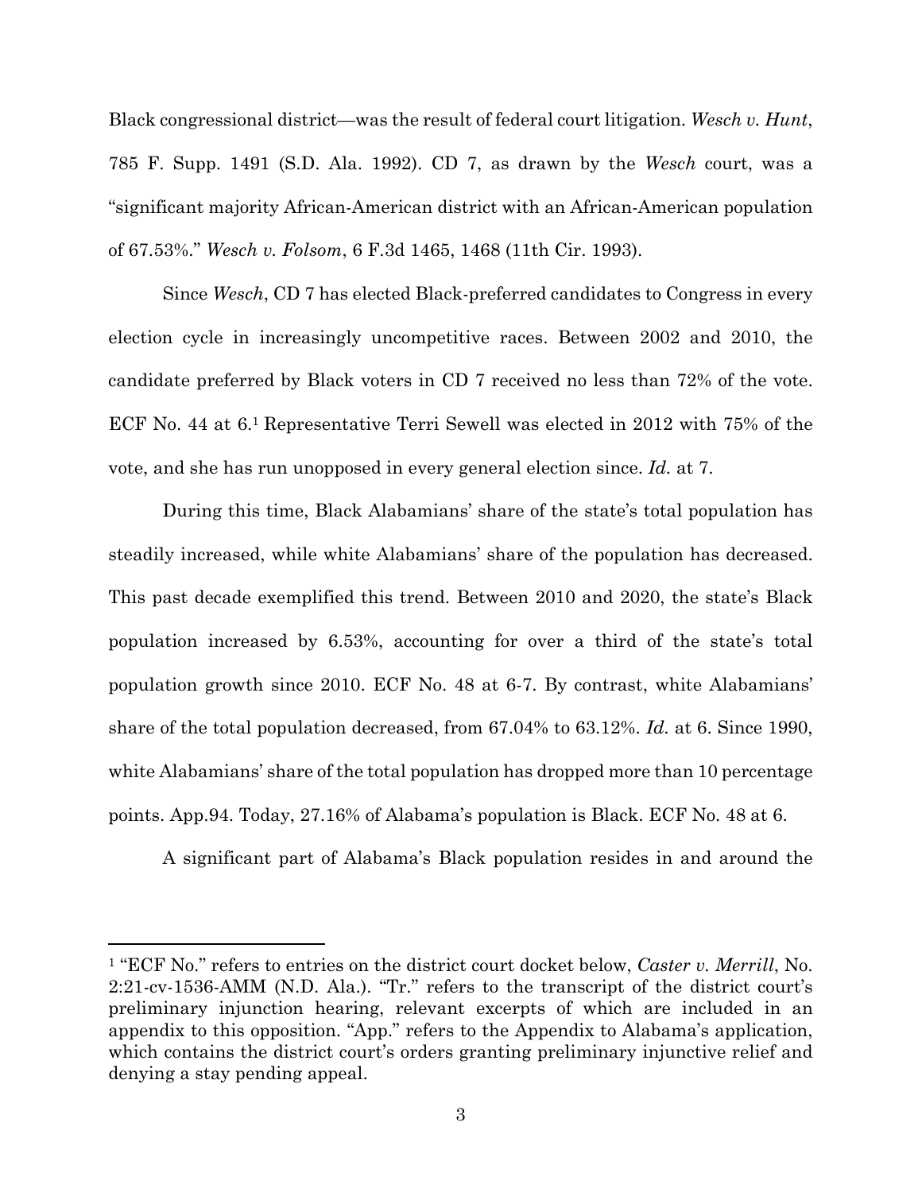Black congressional district—was the result of federal court litigation. *Wesch v. Hunt*, 785 F. Supp. 1491 (S.D. Ala. 1992). CD 7, as drawn by the *Wesch* court, was a "significant majority African-American district with an African-American population of 67.53%." *Wesch v. Folsom*, 6 F.3d 1465, 1468 (11th Cir. 1993).

Since *Wesch*, CD 7 has elected Black-preferred candidates to Congress in every election cycle in increasingly uncompetitive races. Between 2002 and 2010, the candidate preferred by Black voters in CD 7 received no less than 72% of the vote. ECF No. 44 at 6.[1] Representative Terri Sewell was elected in 2012 with 75% of the vote, and she has run unopposed in every general election since. *Id.* at 7.

During this time, Black Alabamians' share of the state's total population has steadily increased, while white Alabamians' share of the population has decreased. This past decade exemplified this trend. Between 2010 and 2020, the state's Black population increased by 6.53%, accounting for over a third of the state's total population growth since 2010. ECF No. 48 at 6-7. By contrast, white Alabamians' share of the total population decreased, from 67.04% to 63.12%. *Id.* at 6. Since 1990, white Alabamians' share of the total population has dropped more than 10 percentage points. App.94. Today, 27.16% of Alabama's population is Black. ECF No. 48 at 6.

A significant part of Alabama's Black population resides in and around the

---

[1] "ECF No." refers to entries on the district court docket below, *Caster v. Merrill*, No. 2:21-cv-1536-AMM (N.D. Ala.). "Tr." refers to the transcript of the district court's preliminary injunction hearing, relevant excerpts of which are included in an appendix to this opposition. "App." refers to the Appendix to Alabama's application, which contains the district court's orders granting preliminary injunctive relief and denying a stay pending appeal.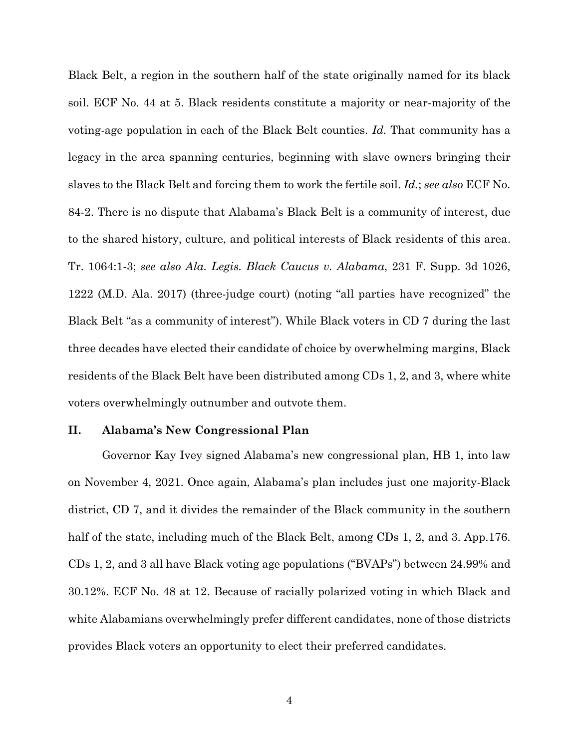Black Belt, a region in the southern half of the state originally named for its black soil. ECF No. 44 at 5. Black residents constitute a majority or near-majority of the voting-age population in each of the Black Belt counties. *Id.* That community has a legacy in the area spanning centuries, beginning with slave owners bringing their slaves to the Black Belt and forcing them to work the fertile soil. *Id.*; *see also* ECF No. 84-2. There is no dispute that Alabama's Black Belt is a community of interest, due to the shared history, culture, and political interests of Black residents of this area. Tr. 1064:1-3; *see also Ala. Legis. Black Caucus v. Alabama*, 231 F. Supp. 3d 1026, 1222 (M.D. Ala. 2017) (three-judge court) (noting "all parties have recognized" the Black Belt "as a community of interest"). While Black voters in CD 7 during the last three decades have elected their candidate of choice by overwhelming margins, Black residents of the Black Belt have been distributed among CDs 1, 2, and 3, where white voters overwhelmingly outnumber and outvote them.

## II. Alabama's New Congressional Plan

Governor Kay Ivey signed Alabama's new congressional plan, HB 1, into law on November 4, 2021. Once again, Alabama's plan includes just one majority-Black district, CD 7, and it divides the remainder of the Black community in the southern half of the state, including much of the Black Belt, among CDs 1, 2, and 3. App.176. CDs 1, 2, and 3 all have Black voting age populations ("BVAPs") between 24.99% and 30.12%. ECF No. 48 at 12. Because of racially polarized voting in which Black and white Alabamians overwhelmingly prefer different candidates, none of those districts provides Black voters an opportunity to elect their preferred candidates.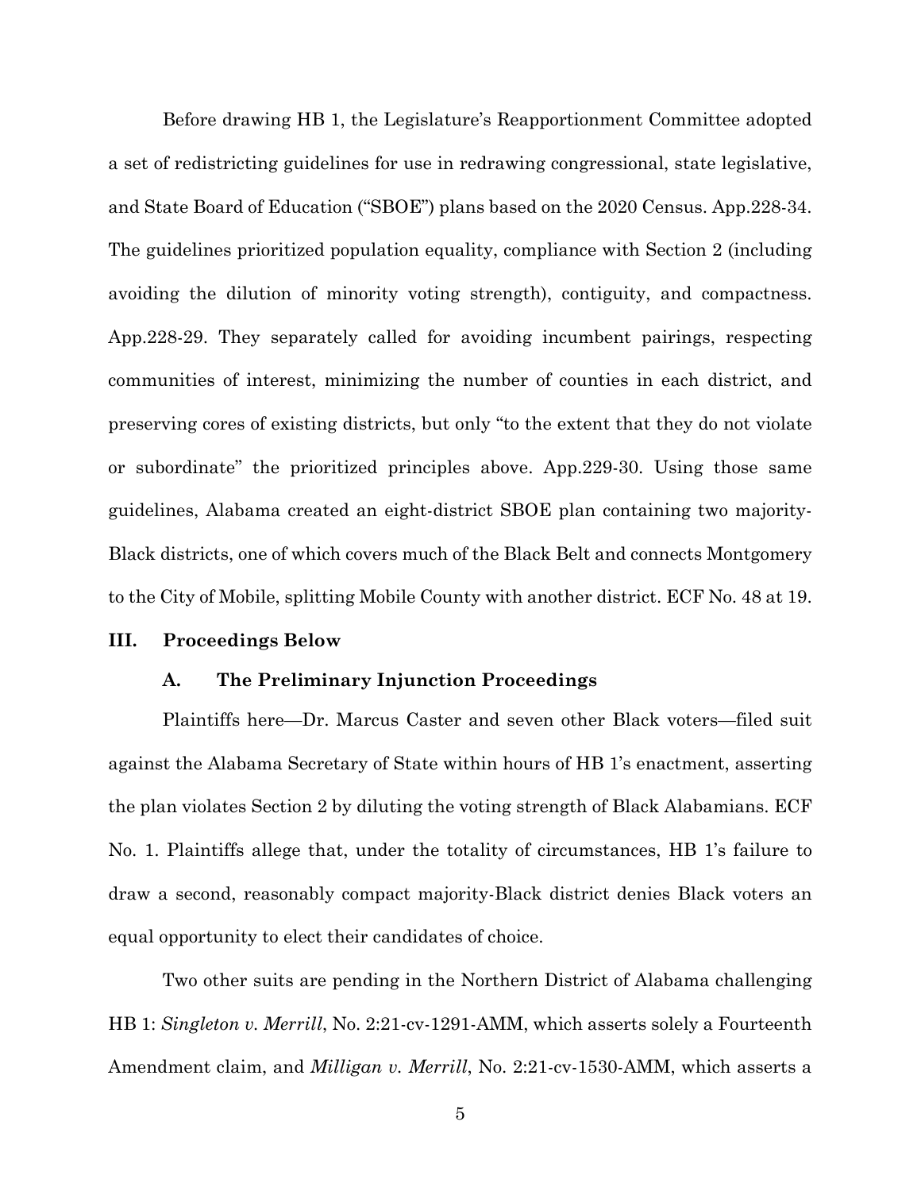Before drawing HB 1, the Legislature's Reapportionment Committee adopted a set of redistricting guidelines for use in redrawing congressional, state legislative, and State Board of Education ("SBOE") plans based on the 2020 Census. App.228-34. The guidelines prioritized population equality, compliance with Section 2 (including avoiding the dilution of minority voting strength), contiguity, and compactness. App.228-29. They separately called for avoiding incumbent pairings, respecting communities of interest, minimizing the number of counties in each district, and preserving cores of existing districts, but only "to the extent that they do not violate or subordinate" the prioritized principles above. App.229-30. Using those same guidelines, Alabama created an eight-district SBOE plan containing two majority-Black districts, one of which covers much of the Black Belt and connects Montgomery to the City of Mobile, splitting Mobile County with another district. ECF No. 48 at 19.

## III. Proceedings Below

### A. The Preliminary Injunction Proceedings

Plaintiffs here—Dr. Marcus Caster and seven other Black voters—filed suit against the Alabama Secretary of State within hours of HB 1's enactment, asserting the plan violates Section 2 by diluting the voting strength of Black Alabamians. ECF No. 1. Plaintiffs allege that, under the totality of circumstances, HB 1's failure to draw a second, reasonably compact majority-Black district denies Black voters an equal opportunity to elect their candidates of choice.

Two other suits are pending in the Northern District of Alabama challenging HB 1: *Singleton v. Merrill*, No. 2:21-cv-1291-AMM, which asserts solely a Fourteenth Amendment claim, and *Milligan v. Merrill*, No. 2:21-cv-1530-AMM, which asserts a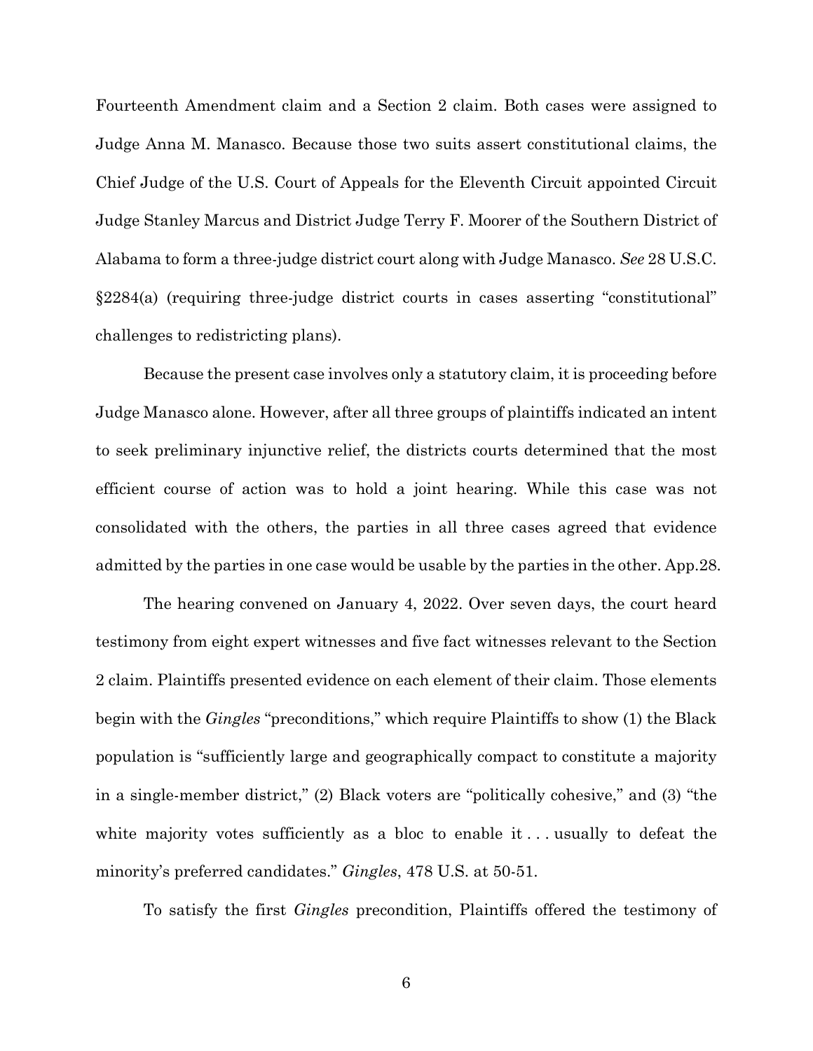Fourteenth Amendment claim and a Section 2 claim. Both cases were assigned to Judge Anna M. Manasco. Because those two suits assert constitutional claims, the Chief Judge of the U.S. Court of Appeals for the Eleventh Circuit appointed Circuit Judge Stanley Marcus and District Judge Terry F. Moorer of the Southern District of Alabama to form a three-judge district court along with Judge Manasco. *See* 28 U.S.C. §2284(a) (requiring three-judge district courts in cases asserting "constitutional" challenges to redistricting plans).

Because the present case involves only a statutory claim, it is proceeding before Judge Manasco alone. However, after all three groups of plaintiffs indicated an intent to seek preliminary injunctive relief, the districts courts determined that the most efficient course of action was to hold a joint hearing. While this case was not consolidated with the others, the parties in all three cases agreed that evidence admitted by the parties in one case would be usable by the parties in the other. App.28.

The hearing convened on January 4, 2022. Over seven days, the court heard testimony from eight expert witnesses and five fact witnesses relevant to the Section 2 claim. Plaintiffs presented evidence on each element of their claim. Those elements begin with the *Gingles* "preconditions," which require Plaintiffs to show (1) the Black population is "sufficiently large and geographically compact to constitute a majority in a single-member district," (2) Black voters are "politically cohesive," and (3) "the white majority votes sufficiently as a bloc to enable it . . . usually to defeat the minority's preferred candidates." *Gingles*, 478 U.S. at 50-51.

To satisfy the first *Gingles* precondition, Plaintiffs offered the testimony of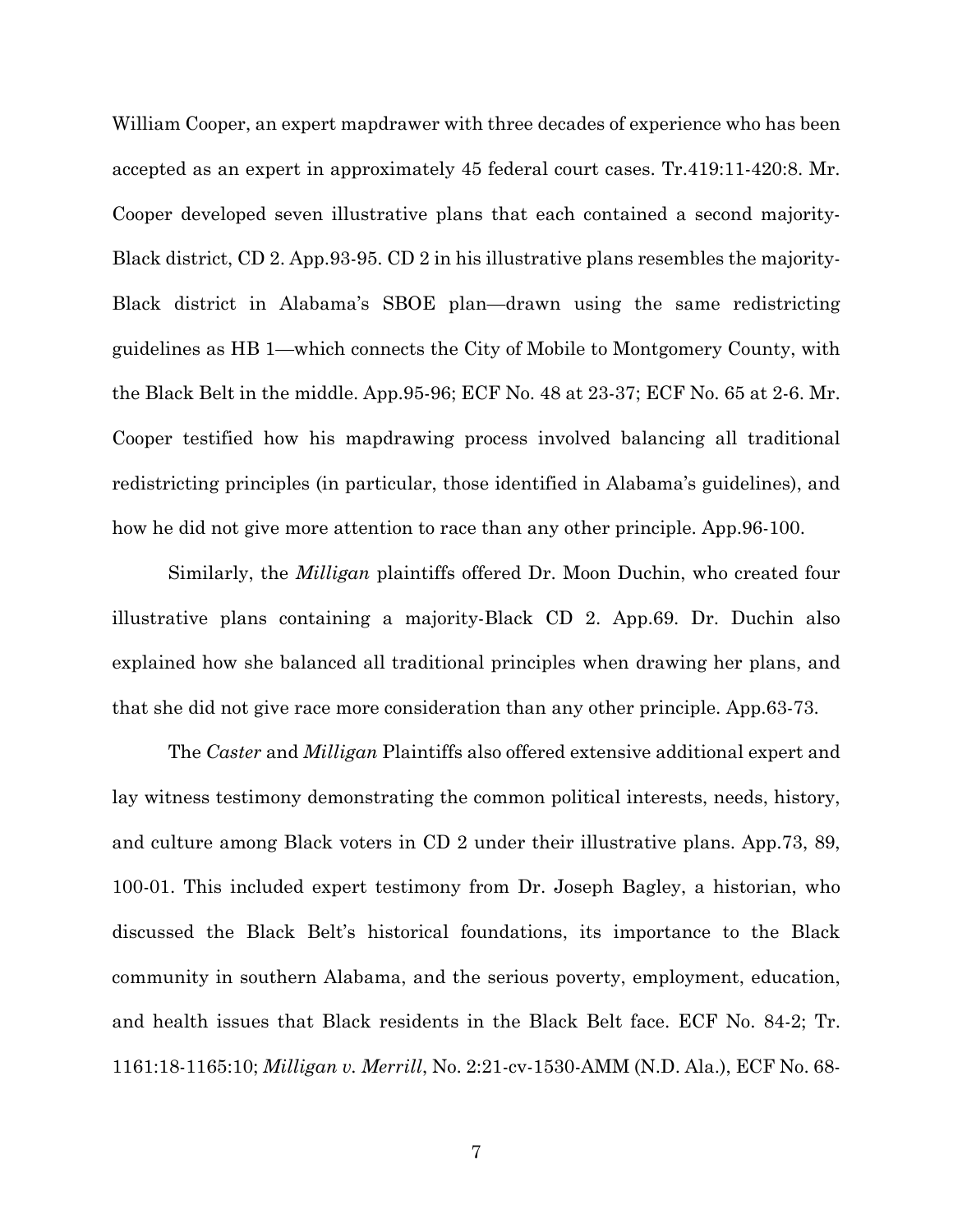William Cooper, an expert mapdrawer with three decades of experience who has been accepted as an expert in approximately 45 federal court cases. Tr.419:11-420:8. Mr. Cooper developed seven illustrative plans that each contained a second majority-Black district, CD 2. App.93-95. CD 2 in his illustrative plans resembles the majority-Black district in Alabama's SBOE plan—drawn using the same redistricting guidelines as HB 1—which connects the City of Mobile to Montgomery County, with the Black Belt in the middle. App.95-96; ECF No. 48 at 23-37; ECF No. 65 at 2-6. Mr. Cooper testified how his mapdrawing process involved balancing all traditional redistricting principles (in particular, those identified in Alabama's guidelines), and how he did not give more attention to race than any other principle. App.96-100.

Similarly, the *Milligan* plaintiffs offered Dr. Moon Duchin, who created four illustrative plans containing a majority-Black CD 2. App.69. Dr. Duchin also explained how she balanced all traditional principles when drawing her plans, and that she did not give race more consideration than any other principle. App.63-73.

The *Caster* and *Milligan* Plaintiffs also offered extensive additional expert and lay witness testimony demonstrating the common political interests, needs, history, and culture among Black voters in CD 2 under their illustrative plans. App.73, 89, 100-01. This included expert testimony from Dr. Joseph Bagley, a historian, who discussed the Black Belt's historical foundations, its importance to the Black community in southern Alabama, and the serious poverty, employment, education, and health issues that Black residents in the Black Belt face. ECF No. 84-2; Tr. 1161:18-1165:10; *Milligan v. Merrill*, No. 2:21-cv-1530-AMM (N.D. Ala.), ECF No. 68-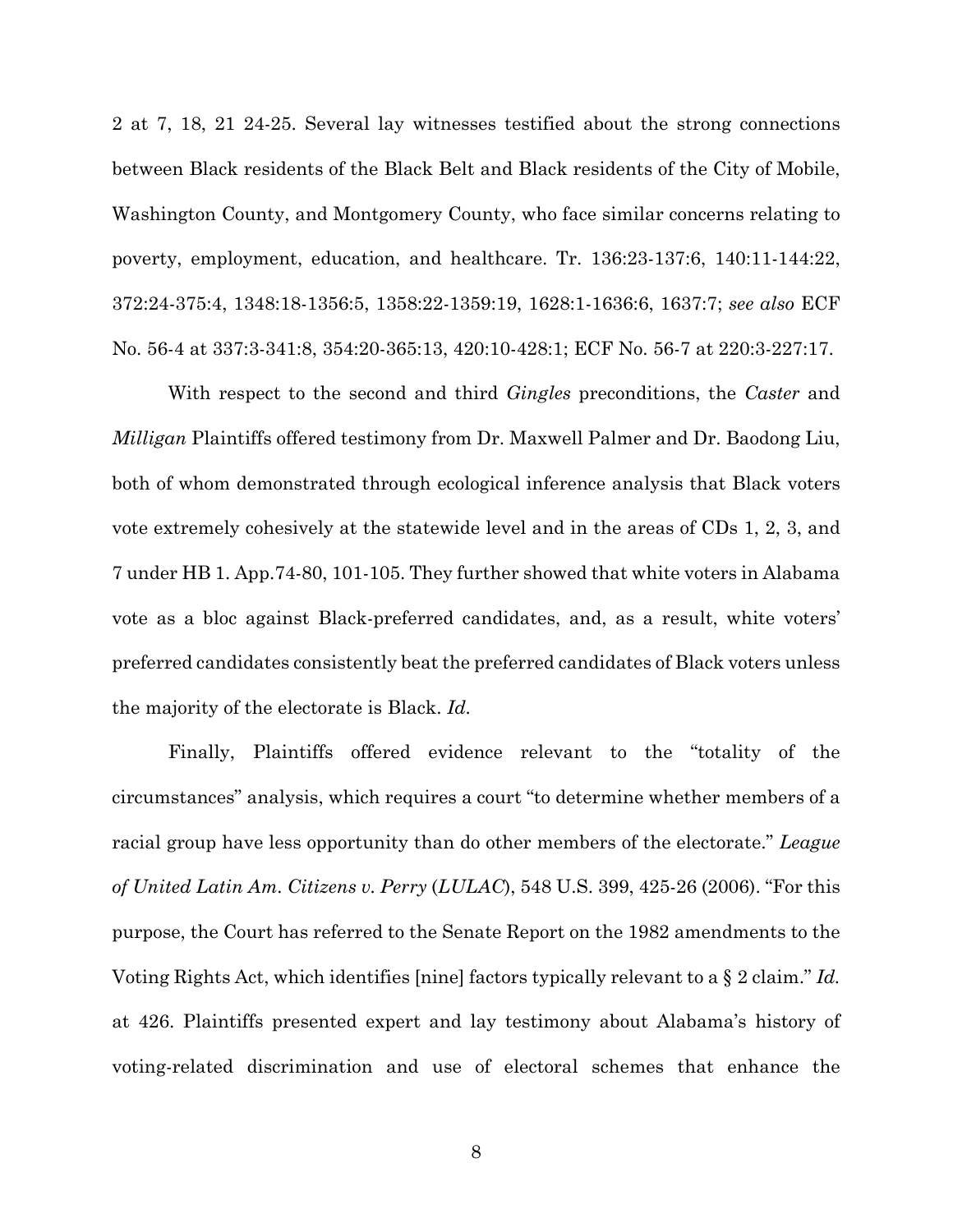2 at 7, 18, 21 24-25. Several lay witnesses testified about the strong connections between Black residents of the Black Belt and Black residents of the City of Mobile, Washington County, and Montgomery County, who face similar concerns relating to poverty, employment, education, and healthcare. Tr. 136:23-137:6, 140:11-144:22, 372:24-375:4, 1348:18-1356:5, 1358:22-1359:19, 1628:1-1636:6, 1637:7; *see also* ECF No. 56-4 at 337:3-341:8, 354:20-365:13, 420:10-428:1; ECF No. 56-7 at 220:3-227:17.

With respect to the second and third *Gingles* preconditions, the *Caster* and *Milligan* Plaintiffs offered testimony from Dr. Maxwell Palmer and Dr. Baodong Liu, both of whom demonstrated through ecological inference analysis that Black voters vote extremely cohesively at the statewide level and in the areas of CDs 1, 2, 3, and 7 under HB 1. App.74-80, 101-105. They further showed that white voters in Alabama vote as a bloc against Black-preferred candidates, and, as a result, white voters' preferred candidates consistently beat the preferred candidates of Black voters unless the majority of the electorate is Black. *Id.*

Finally, Plaintiffs offered evidence relevant to the "totality of the circumstances" analysis, which requires a court "to determine whether members of a racial group have less opportunity than do other members of the electorate." *League of United Latin Am. Citizens v. Perry* (*LULAC*), 548 U.S. 399, 425-26 (2006). "For this purpose, the Court has referred to the Senate Report on the 1982 amendments to the Voting Rights Act, which identifies [nine] factors typically relevant to a § 2 claim." *Id.* at 426. Plaintiffs presented expert and lay testimony about Alabama's history of voting-related discrimination and use of electoral schemes that enhance the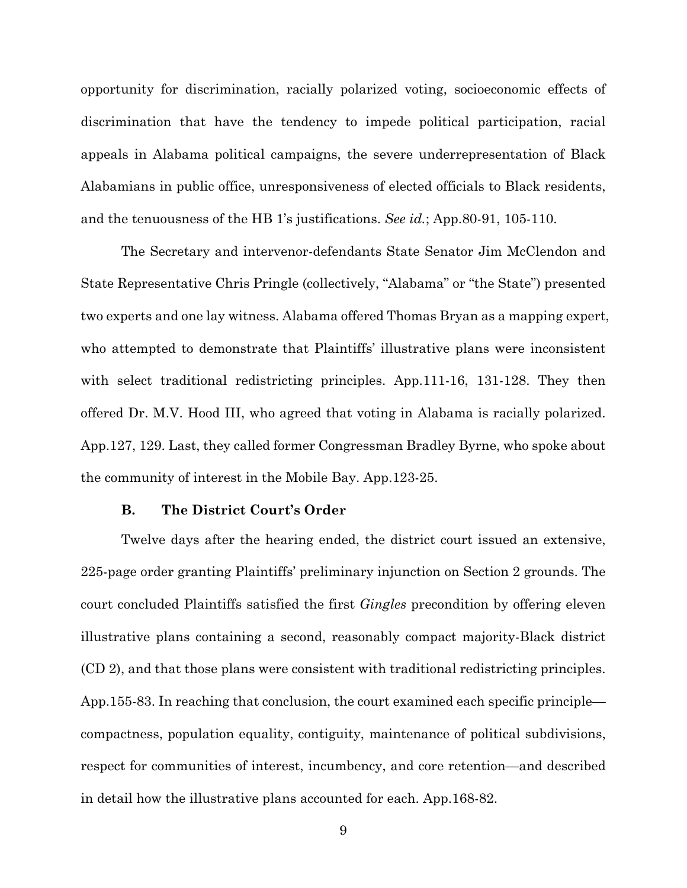opportunity for discrimination, racially polarized voting, socioeconomic effects of discrimination that have the tendency to impede political participation, racial appeals in Alabama political campaigns, the severe underrepresentation of Black Alabamians in public office, unresponsiveness of elected officials to Black residents, and the tenuousness of the HB 1's justifications. *See id.*; App.80-91, 105-110.

The Secretary and intervenor-defendants State Senator Jim McClendon and State Representative Chris Pringle (collectively, "Alabama" or "the State") presented two experts and one lay witness. Alabama offered Thomas Bryan as a mapping expert, who attempted to demonstrate that Plaintiffs' illustrative plans were inconsistent with select traditional redistricting principles. App.111-16, 131-128. They then offered Dr. M.V. Hood III, who agreed that voting in Alabama is racially polarized. App.127, 129. Last, they called former Congressman Bradley Byrne, who spoke about the community of interest in the Mobile Bay. App.123-25.

### B. The District Court's Order

Twelve days after the hearing ended, the district court issued an extensive, 225-page order granting Plaintiffs' preliminary injunction on Section 2 grounds. The court concluded Plaintiffs satisfied the first *Gingles* precondition by offering eleven illustrative plans containing a second, reasonably compact majority-Black district (CD 2), and that those plans were consistent with traditional redistricting principles. App.155-83. In reaching that conclusion, the court examined each specific principle—compactness, population equality, contiguity, maintenance of political subdivisions, respect for communities of interest, incumbency, and core retention—and described in detail how the illustrative plans accounted for each. App.168-82.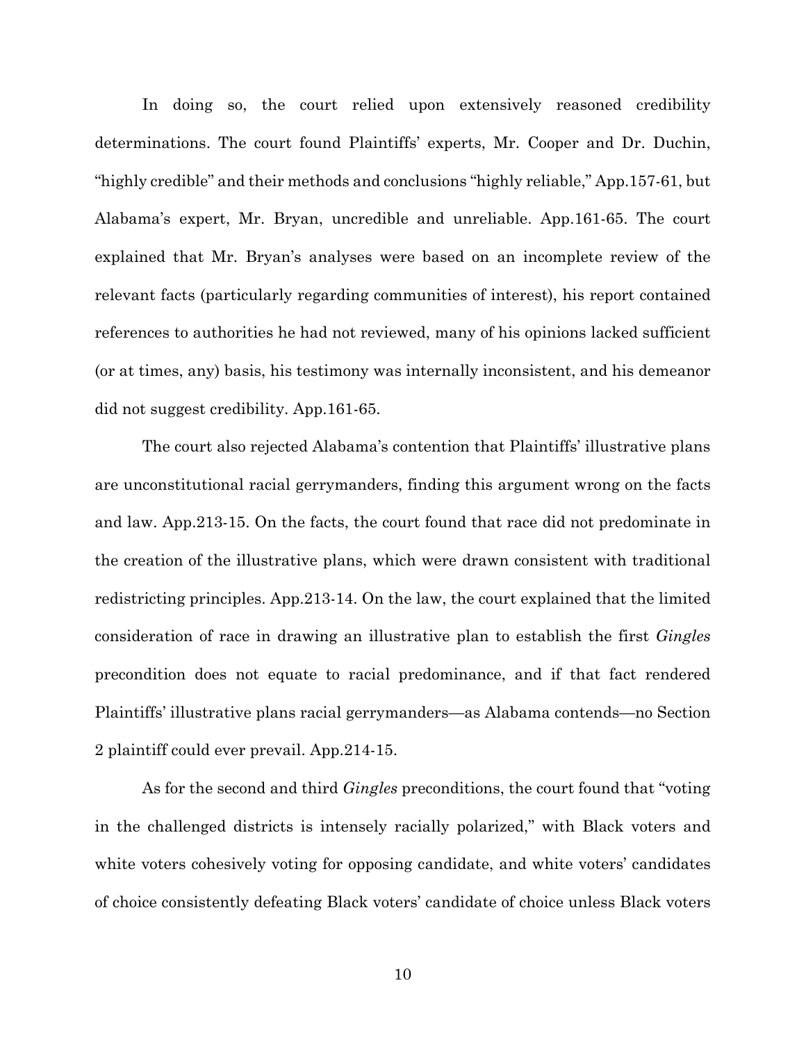In doing so, the court relied upon extensively reasoned credibility determinations. The court found Plaintiffs' experts, Mr. Cooper and Dr. Duchin, "highly credible" and their methods and conclusions "highly reliable," App.157-61, but Alabama's expert, Mr. Bryan, uncredible and unreliable. App.161-65. The court explained that Mr. Bryan's analyses were based on an incomplete review of the relevant facts (particularly regarding communities of interest), his report contained references to authorities he had not reviewed, many of his opinions lacked sufficient (or at times, any) basis, his testimony was internally inconsistent, and his demeanor did not suggest credibility. App.161-65.

The court also rejected Alabama's contention that Plaintiffs' illustrative plans are unconstitutional racial gerrymanders, finding this argument wrong on the facts and law. App.213-15. On the facts, the court found that race did not predominate in the creation of the illustrative plans, which were drawn consistent with traditional redistricting principles. App.213-14. On the law, the court explained that the limited consideration of race in drawing an illustrative plan to establish the first *Gingles* precondition does not equate to racial predominance, and if that fact rendered Plaintiffs' illustrative plans racial gerrymanders—as Alabama contends—no Section 2 plaintiff could ever prevail. App.214-15.

As for the second and third *Gingles* preconditions, the court found that "voting in the challenged districts is intensely racially polarized," with Black voters and white voters cohesively voting for opposing candidate, and white voters' candidates of choice consistently defeating Black voters' candidate of choice unless Black voters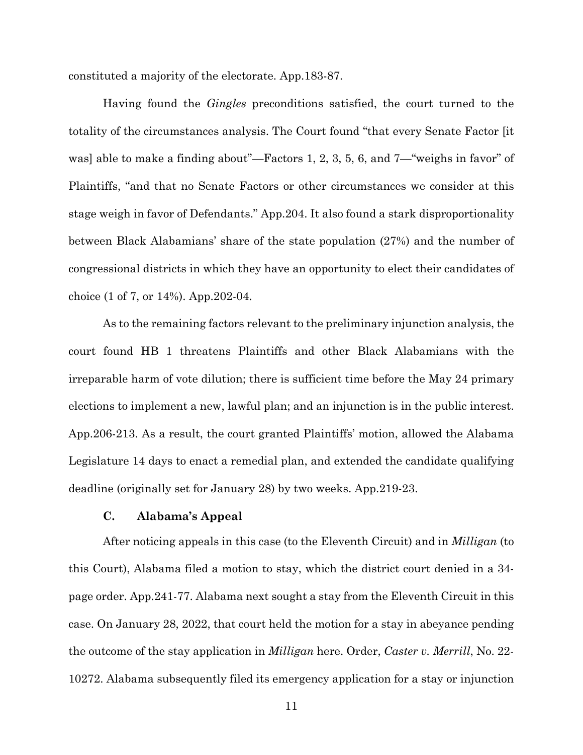constituted a majority of the electorate. App.183-87.

Having found the *Gingles* preconditions satisfied, the court turned to the totality of the circumstances analysis. The Court found "that every Senate Factor [it was] able to make a finding about"—Factors 1, 2, 3, 5, 6, and 7—"weighs in favor" of Plaintiffs, "and that no Senate Factors or other circumstances we consider at this stage weigh in favor of Defendants." App.204. It also found a stark disproportionality between Black Alabamians' share of the state population (27%) and the number of congressional districts in which they have an opportunity to elect their candidates of choice (1 of 7, or 14%). App.202-04.

As to the remaining factors relevant to the preliminary injunction analysis, the court found HB 1 threatens Plaintiffs and other Black Alabamians with the irreparable harm of vote dilution; there is sufficient time before the May 24 primary elections to implement a new, lawful plan; and an injunction is in the public interest. App.206-213. As a result, the court granted Plaintiffs' motion, allowed the Alabama Legislature 14 days to enact a remedial plan, and extended the candidate qualifying deadline (originally set for January 28) by two weeks. App.219-23.

### C. Alabama's Appeal

After noticing appeals in this case (to the Eleventh Circuit) and in *Milligan* (to this Court), Alabama filed a motion to stay, which the district court denied in a 34-page order. App.241-77. Alabama next sought a stay from the Eleventh Circuit in this case. On January 28, 2022, that court held the motion for a stay in abeyance pending the outcome of the stay application in *Milligan* here. Order, *Caster v. Merrill*, No. 22-10272. Alabama subsequently filed its emergency application for a stay or injunction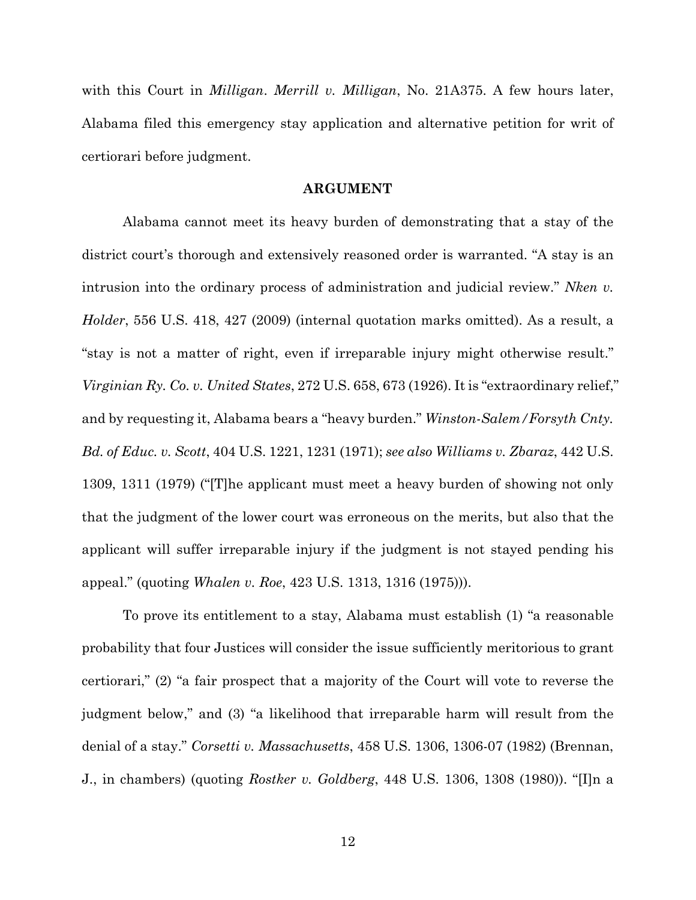with this Court in *Milligan*. *Merrill v. Milligan*, No. 21A375. A few hours later, Alabama filed this emergency stay application and alternative petition for writ of certiorari before judgment.

## ARGUMENT

Alabama cannot meet its heavy burden of demonstrating that a stay of the district court's thorough and extensively reasoned order is warranted. "A stay is an intrusion into the ordinary process of administration and judicial review." *Nken v. Holder*, 556 U.S. 418, 427 (2009) (internal quotation marks omitted). As a result, a "stay is not a matter of right, even if irreparable injury might otherwise result." *Virginian Ry. Co. v. United States*, 272 U.S. 658, 673 (1926). It is "extraordinary relief," and by requesting it, Alabama bears a "heavy burden." *Winston-Salem/Forsyth Cnty. Bd. of Educ. v. Scott*, 404 U.S. 1221, 1231 (1971); *see also Williams v. Zbaraz*, 442 U.S. 1309, 1311 (1979) ("[T]he applicant must meet a heavy burden of showing not only that the judgment of the lower court was erroneous on the merits, but also that the applicant will suffer irreparable injury if the judgment is not stayed pending his appeal." (quoting *Whalen v. Roe*, 423 U.S. 1313, 1316 (1975))).

To prove its entitlement to a stay, Alabama must establish (1) "a reasonable probability that four Justices will consider the issue sufficiently meritorious to grant certiorari," (2) "a fair prospect that a majority of the Court will vote to reverse the judgment below," and (3) "a likelihood that irreparable harm will result from the denial of a stay." *Corsetti v. Massachusetts*, 458 U.S. 1306, 1306-07 (1982) (Brennan, J., in chambers) (quoting *Rostker v. Goldberg*, 448 U.S. 1306, 1308 (1980)). "[I]n a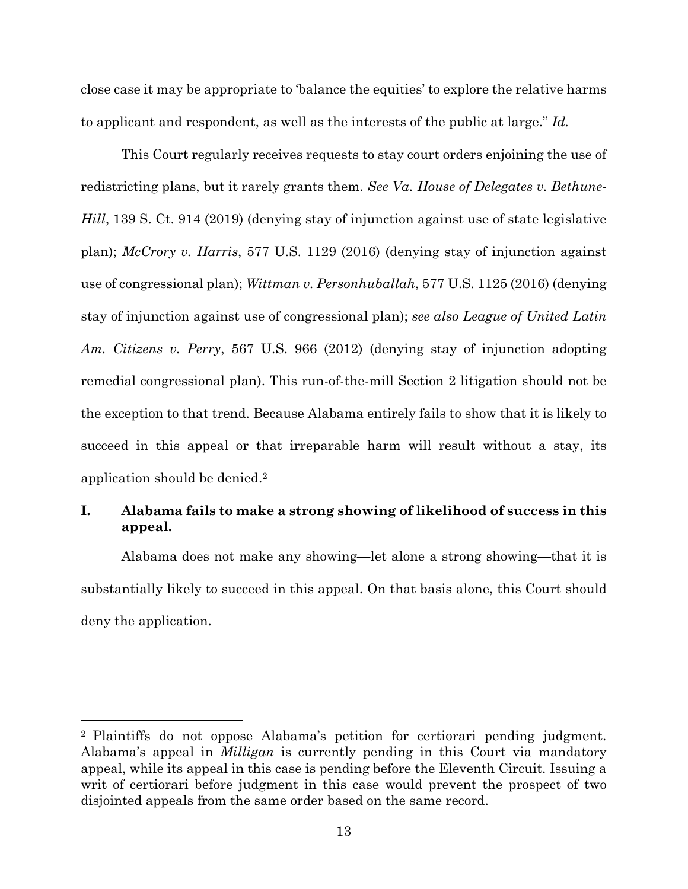close case it may be appropriate to 'balance the equities' to explore the relative harms to applicant and respondent, as well as the interests of the public at large." *Id.*

This Court regularly receives requests to stay court orders enjoining the use of redistricting plans, but it rarely grants them. *See Va. House of Delegates v. Bethune-Hill*, 139 S. Ct. 914 (2019) (denying stay of injunction against use of state legislative plan); *McCrory v. Harris*, 577 U.S. 1129 (2016) (denying stay of injunction against use of congressional plan); *Wittman v. Personhuballah*, 577 U.S. 1125 (2016) (denying stay of injunction against use of congressional plan); *see also League of United Latin Am. Citizens v. Perry*, 567 U.S. 966 (2012) (denying stay of injunction adopting remedial congressional plan). This run-of-the-mill Section 2 litigation should not be the exception to that trend. Because Alabama entirely fails to show that it is likely to succeed in this appeal or that irreparable harm will result without a stay, its application should be denied.[2]

## I. Alabama fails to make a strong showing of likelihood of success in this appeal.

Alabama does not make any showing—let alone a strong showing—that it is substantially likely to succeed in this appeal. On that basis alone, this Court should deny the application.

---

[2] Plaintiffs do not oppose Alabama's petition for certiorari pending judgment. Alabama's appeal in *Milligan* is currently pending in this Court via mandatory appeal, while its appeal in this case is pending before the Eleventh Circuit. Issuing a writ of certiorari before judgment in this case would prevent the prospect of two disjointed appeals from the same order based on the same record.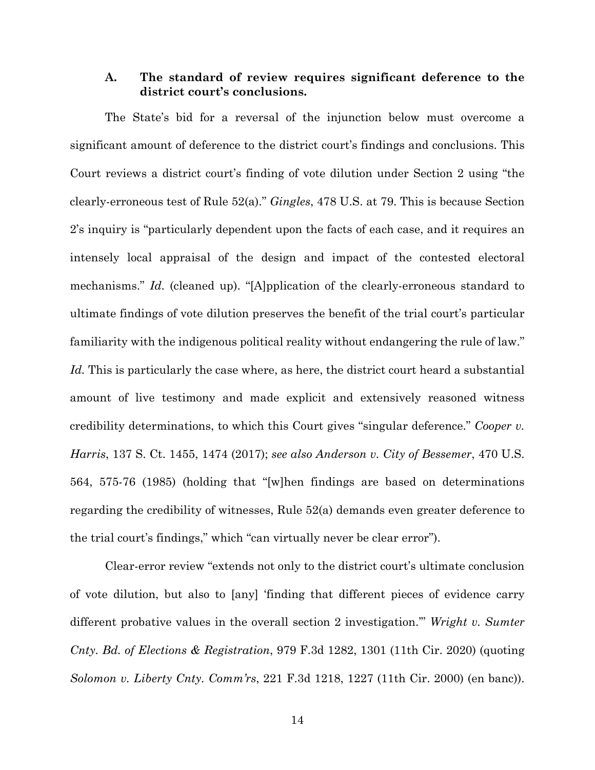### A. The standard of review requires significant deference to the district court's conclusions.

The State's bid for a reversal of the injunction below must overcome a significant amount of deference to the district court's findings and conclusions. This Court reviews a district court's finding of vote dilution under Section 2 using "the clearly-erroneous test of Rule 52(a)." *Gingles*, 478 U.S. at 79. This is because Section 2's inquiry is "particularly dependent upon the facts of each case, and it requires an intensely local appraisal of the design and impact of the contested electoral mechanisms." *Id.* (cleaned up). "[A]pplication of the clearly-erroneous standard to ultimate findings of vote dilution preserves the benefit of the trial court's particular familiarity with the indigenous political reality without endangering the rule of law." *Id.* This is particularly the case where, as here, the district court heard a substantial amount of live testimony and made explicit and extensively reasoned witness credibility determinations, to which this Court gives "singular deference." *Cooper v. Harris*, 137 S. Ct. 1455, 1474 (2017); *see also Anderson v. City of Bessemer*, 470 U.S. 564, 575-76 (1985) (holding that "[w]hen findings are based on determinations regarding the credibility of witnesses, Rule 52(a) demands even greater deference to the trial court's findings," which "can virtually never be clear error").

Clear-error review "extends not only to the district court's ultimate conclusion of vote dilution, but also to [any] 'finding that different pieces of evidence carry different probative values in the overall section 2 investigation.'" *Wright v. Sumter Cnty. Bd. of Elections & Registration*, 979 F.3d 1282, 1301 (11th Cir. 2020) (quoting *Solomon v. Liberty Cnty. Comm'rs*, 221 F.3d 1218, 1227 (11th Cir. 2000) (en banc)).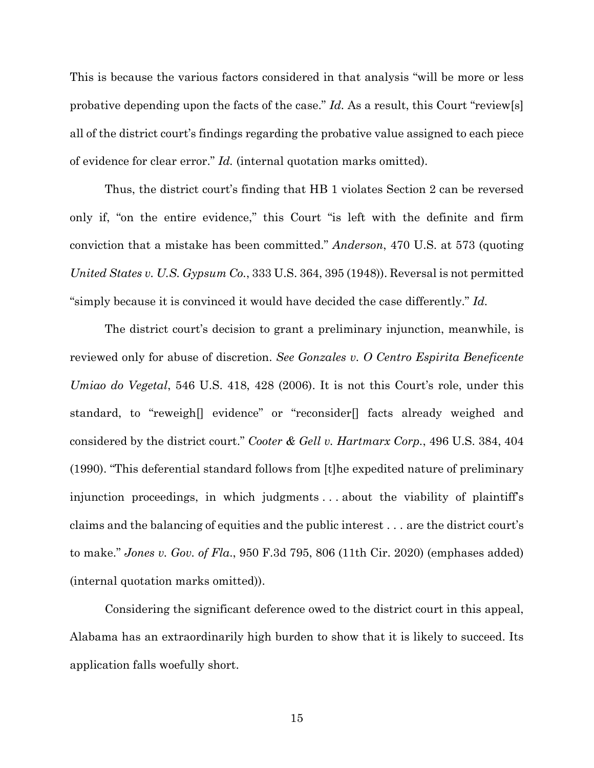This is because the various factors considered in that analysis "will be more or less probative depending upon the facts of the case." *Id.* As a result, this Court "review[s] all of the district court's findings regarding the probative value assigned to each piece of evidence for clear error." *Id.* (internal quotation marks omitted).

Thus, the district court's finding that HB 1 violates Section 2 can be reversed only if, "on the entire evidence," this Court "is left with the definite and firm conviction that a mistake has been committed." *Anderson*, 470 U.S. at 573 (quoting *United States v. U.S. Gypsum Co.*, 333 U.S. 364, 395 (1948)). Reversal is not permitted "simply because it is convinced it would have decided the case differently." *Id.*

The district court's decision to grant a preliminary injunction, meanwhile, is reviewed only for abuse of discretion. *See Gonzales v. O Centro Espirita Beneficente Umiao do Vegetal*, 546 U.S. 418, 428 (2006). It is not this Court's role, under this standard, to "reweigh[] evidence" or "reconsider[] facts already weighed and considered by the district court." *Cooter & Gell v. Hartmarx Corp.*, 496 U.S. 384, 404 (1990). "This deferential standard follows from [t]he expedited nature of preliminary injunction proceedings, in which judgments . . . about the viability of plaintiff's claims and the balancing of equities and the public interest . . . are the district court's to make." *Jones v. Gov. of Fla.*, 950 F.3d 795, 806 (11th Cir. 2020) (emphases added) (internal quotation marks omitted)).

Considering the significant deference owed to the district court in this appeal, Alabama has an extraordinarily high burden to show that it is likely to succeed. Its application falls woefully short.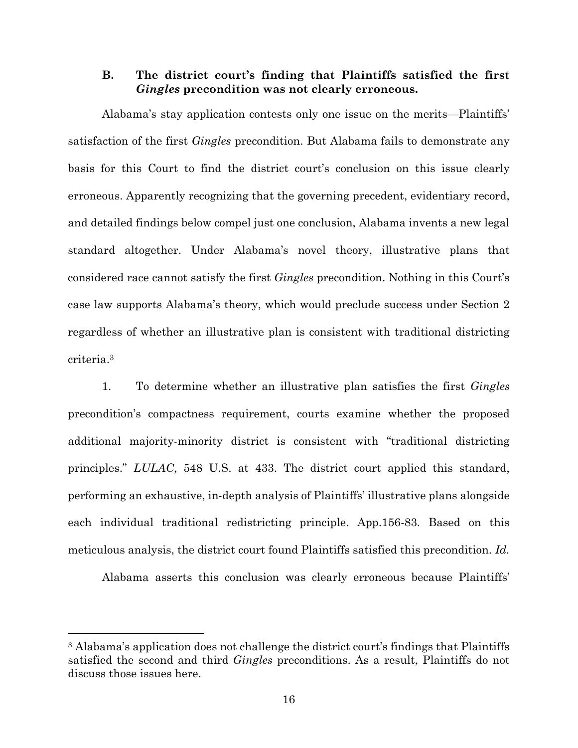### B. The district court's finding that Plaintiffs satisfied the first *Gingles* precondition was not clearly erroneous.

Alabama's stay application contests only one issue on the merits—Plaintiffs' satisfaction of the first *Gingles* precondition. But Alabama fails to demonstrate any basis for this Court to find the district court's conclusion on this issue clearly erroneous. Apparently recognizing that the governing precedent, evidentiary record, and detailed findings below compel just one conclusion, Alabama invents a new legal standard altogether. Under Alabama's novel theory, illustrative plans that considered race cannot satisfy the first *Gingles* precondition. Nothing in this Court's case law supports Alabama's theory, which would preclude success under Section 2 regardless of whether an illustrative plan is consistent with traditional districting criteria.[3]

1. To determine whether an illustrative plan satisfies the first *Gingles* precondition's compactness requirement, courts examine whether the proposed additional majority-minority district is consistent with "traditional districting principles." *LULAC*, 548 U.S. at 433. The district court applied this standard, performing an exhaustive, in-depth analysis of Plaintiffs' illustrative plans alongside each individual traditional redistricting principle. App.156-83. Based on this meticulous analysis, the district court found Plaintiffs satisfied this precondition. *Id.*

Alabama asserts this conclusion was clearly erroneous because Plaintiffs'

---

[3] Alabama's application does not challenge the district court's findings that Plaintiffs satisfied the second and third *Gingles* preconditions. As a result, Plaintiffs do not discuss those issues here.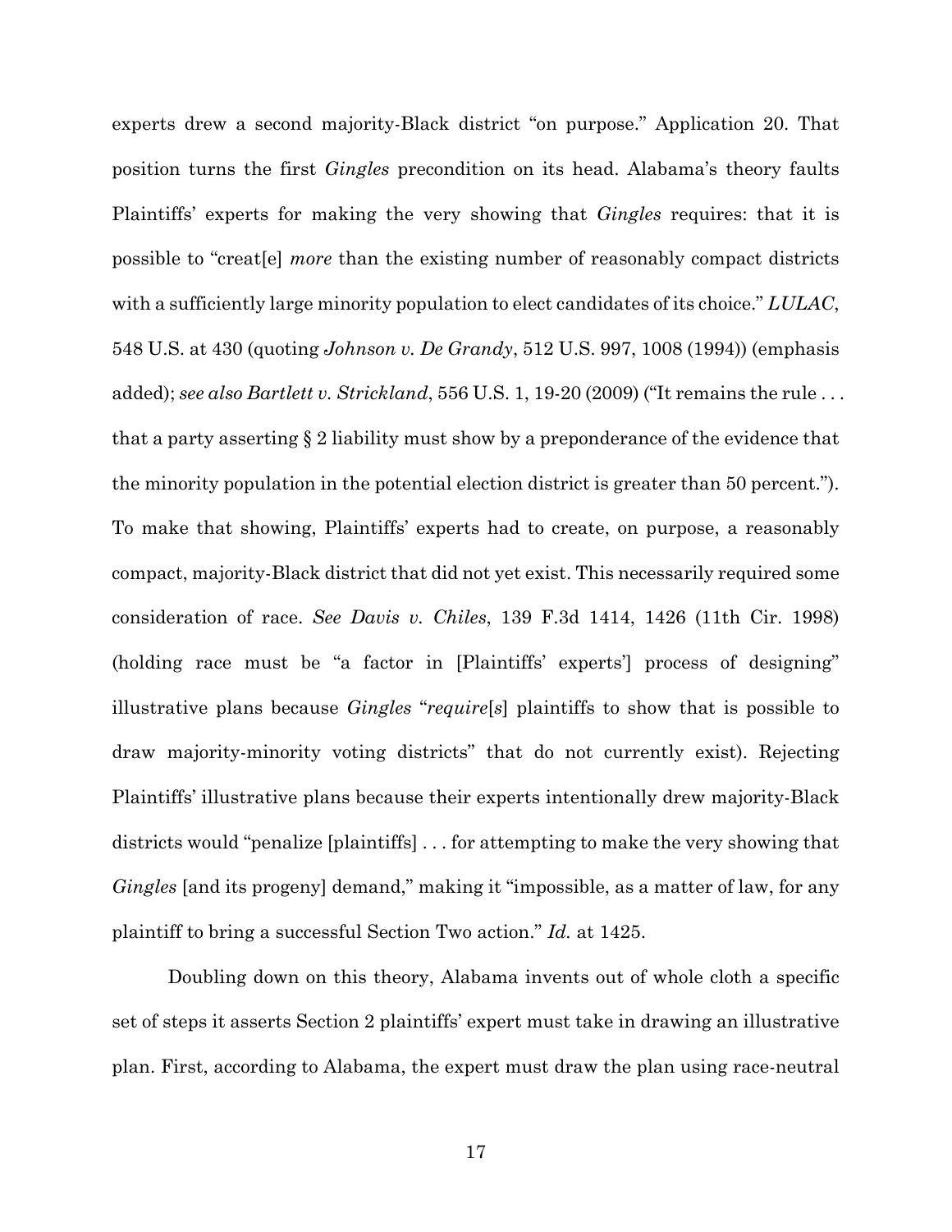experts drew a second majority-Black district "on purpose." Application 20. That position turns the first *Gingles* precondition on its head. Alabama's theory faults Plaintiffs' experts for making the very showing that *Gingles* requires: that it is possible to "creat[e] *more* than the existing number of reasonably compact districts with a sufficiently large minority population to elect candidates of its choice." *LULAC*, 548 U.S. at 430 (quoting *Johnson v. De Grandy*, 512 U.S. 997, 1008 (1994)) (emphasis added); *see also Bartlett v. Strickland*, 556 U.S. 1, 19-20 (2009) ("It remains the rule . . . that a party asserting § 2 liability must show by a preponderance of the evidence that the minority population in the potential election district is greater than 50 percent."). To make that showing, Plaintiffs' experts had to create, on purpose, a reasonably compact, majority-Black district that did not yet exist. This necessarily required some consideration of race. *See Davis v. Chiles*, 139 F.3d 1414, 1426 (11th Cir. 1998) (holding race must be "a factor in [Plaintiffs' experts'] process of designing" illustrative plans because *Gingles* "*require*[*s*] plaintiffs to show that is possible to draw majority-minority voting districts" that do not currently exist). Rejecting Plaintiffs' illustrative plans because their experts intentionally drew majority-Black districts would "penalize [plaintiffs] . . . for attempting to make the very showing that *Gingles* [and its progeny] demand," making it "impossible, as a matter of law, for any plaintiff to bring a successful Section Two action." *Id.* at 1425.

Doubling down on this theory, Alabama invents out of whole cloth a specific set of steps it asserts Section 2 plaintiffs' expert must take in drawing an illustrative plan. First, according to Alabama, the expert must draw the plan using race-neutral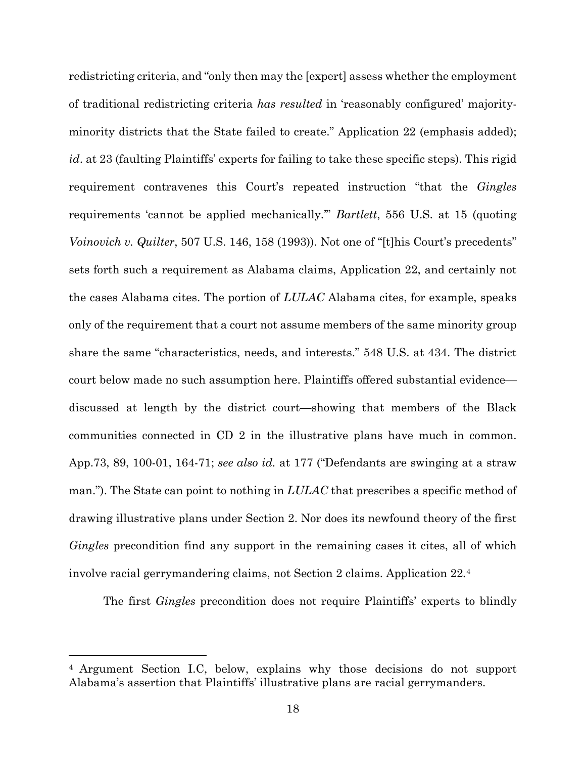redistricting criteria, and "only then may the [expert] assess whether the employment of traditional redistricting criteria *has resulted* in 'reasonably configured' majority-minority districts that the State failed to create." Application 22 (emphasis added); *id*. at 23 (faulting Plaintiffs' experts for failing to take these specific steps). This rigid requirement contravenes this Court's repeated instruction "that the *Gingles* requirements 'cannot be applied mechanically.'" *Bartlett*, 556 U.S. at 15 (quoting *Voinovich v. Quilter*, 507 U.S. 146, 158 (1993)). Not one of "[t]his Court's precedents" sets forth such a requirement as Alabama claims, Application 22, and certainly not the cases Alabama cites. The portion of *LULAC* Alabama cites, for example, speaks only of the requirement that a court not assume members of the same minority group share the same "characteristics, needs, and interests." 548 U.S. at 434. The district court below made no such assumption here. Plaintiffs offered substantial evidence—discussed at length by the district court—showing that members of the Black communities connected in CD 2 in the illustrative plans have much in common. App.73, 89, 100-01, 164-71; *see also id.* at 177 ("Defendants are swinging at a straw man."). The State can point to nothing in *LULAC* that prescribes a specific method of drawing illustrative plans under Section 2. Nor does its newfound theory of the first *Gingles* precondition find any support in the remaining cases it cites, all of which involve racial gerrymandering claims, not Section 2 claims. Application 22.[4]

The first *Gingles* precondition does not require Plaintiffs' experts to blindly

[4] Argument Section I.C, below, explains why those decisions do not support Alabama's assertion that Plaintiffs' illustrative plans are racial gerrymanders.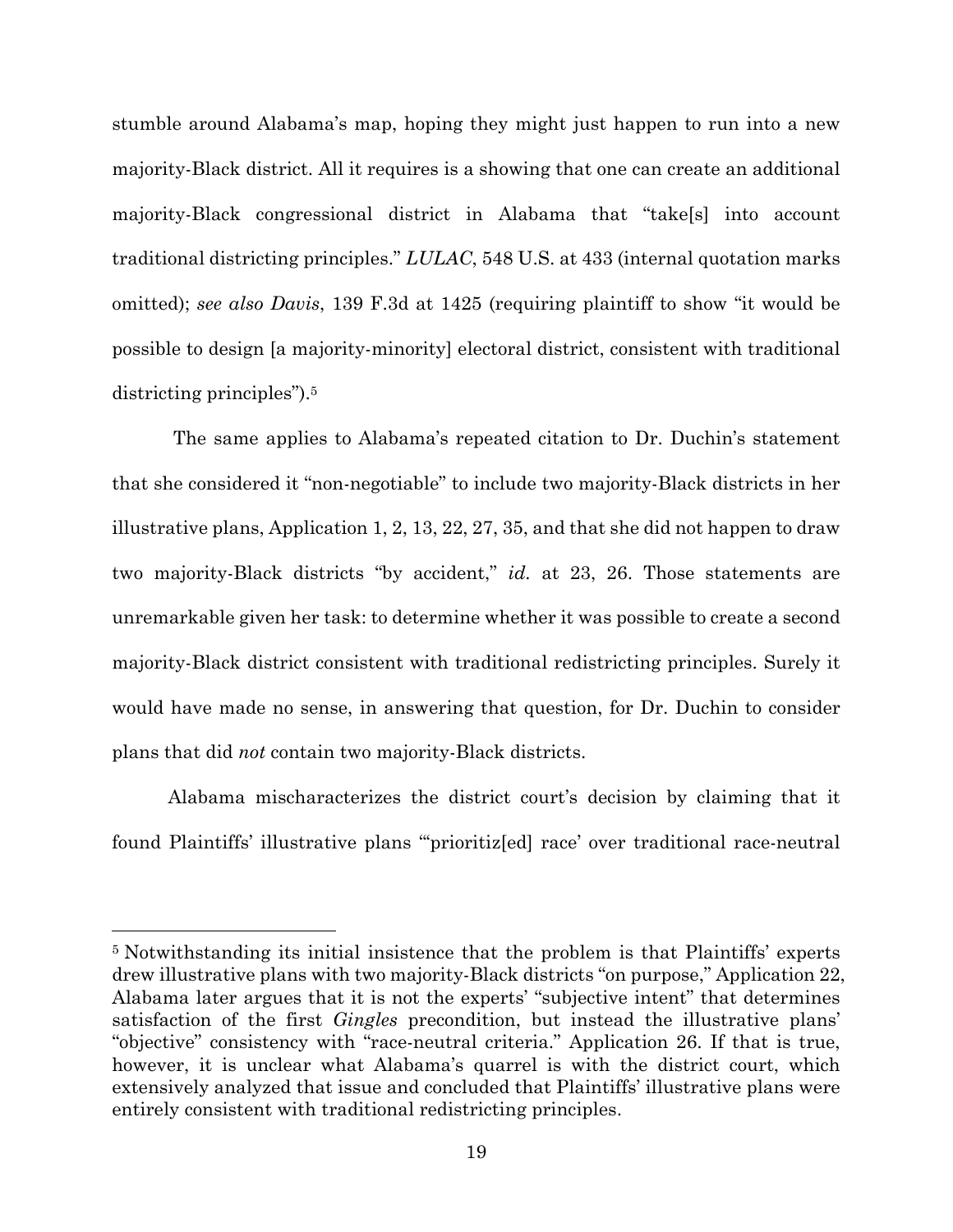stumble around Alabama's map, hoping they might just happen to run into a new majority-Black district. All it requires is a showing that one can create an additional majority-Black congressional district in Alabama that "take[s] into account traditional districting principles." *LULAC*, 548 U.S. at 433 (internal quotation marks omitted); *see also Davis*, 139 F.3d at 1425 (requiring plaintiff to show "it would be possible to design [a majority-minority] electoral district, consistent with traditional districting principles").[5]

The same applies to Alabama's repeated citation to Dr. Duchin's statement that she considered it "non-negotiable" to include two majority-Black districts in her illustrative plans, Application 1, 2, 13, 22, 27, 35, and that she did not happen to draw two majority-Black districts "by accident," *id.* at 23, 26. Those statements are unremarkable given her task: to determine whether it was possible to create a second majority-Black district consistent with traditional redistricting principles. Surely it would have made no sense, in answering that question, for Dr. Duchin to consider plans that did *not* contain two majority-Black districts.

Alabama mischaracterizes the district court's decision by claiming that it found Plaintiffs' illustrative plans "'prioritiz[ed] race' over traditional race-neutral

---

[5] Notwithstanding its initial insistence that the problem is that Plaintiffs' experts drew illustrative plans with two majority-Black districts "on purpose," Application 22, Alabama later argues that it is not the experts' "subjective intent" that determines satisfaction of the first *Gingles* precondition, but instead the illustrative plans' "objective" consistency with "race-neutral criteria." Application 26. If that is true, however, it is unclear what Alabama's quarrel is with the district court, which extensively analyzed that issue and concluded that Plaintiffs' illustrative plans were entirely consistent with traditional redistricting principles.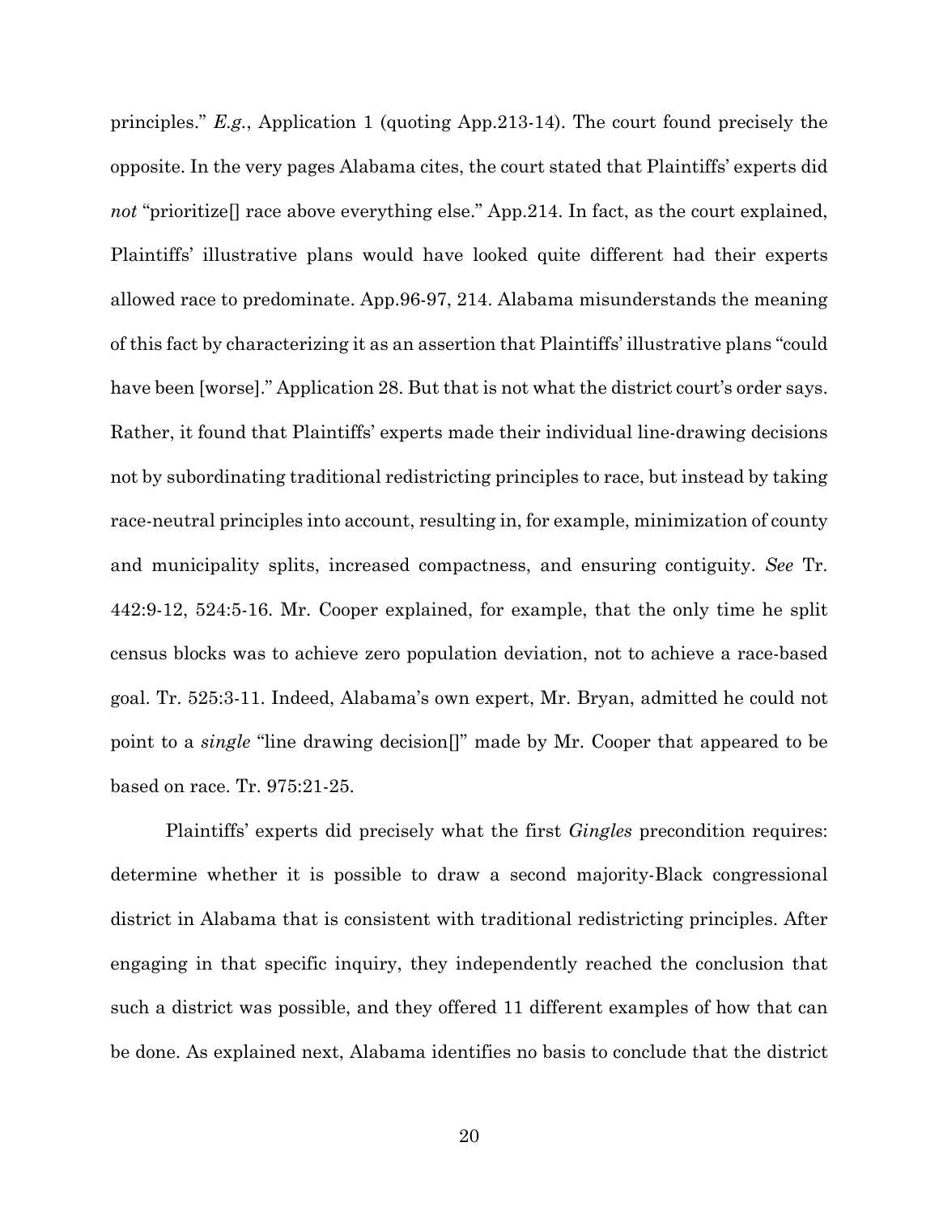principles." *E.g.*, Application 1 (quoting App.213-14). The court found precisely the opposite. In the very pages Alabama cites, the court stated that Plaintiffs' experts did *not* "prioritize[] race above everything else." App.214. In fact, as the court explained, Plaintiffs' illustrative plans would have looked quite different had their experts allowed race to predominate. App.96-97, 214. Alabama misunderstands the meaning of this fact by characterizing it as an assertion that Plaintiffs' illustrative plans "could have been [worse]." Application 28. But that is not what the district court's order says. Rather, it found that Plaintiffs' experts made their individual line-drawing decisions not by subordinating traditional redistricting principles to race, but instead by taking race-neutral principles into account, resulting in, for example, minimization of county and municipality splits, increased compactness, and ensuring contiguity. *See* Tr. 442:9-12, 524:5-16. Mr. Cooper explained, for example, that the only time he split census blocks was to achieve zero population deviation, not to achieve a race-based goal. Tr. 525:3-11. Indeed, Alabama's own expert, Mr. Bryan, admitted he could not point to a *single* "line drawing decision[]" made by Mr. Cooper that appeared to be based on race. Tr. 975:21-25.

Plaintiffs' experts did precisely what the first *Gingles* precondition requires: determine whether it is possible to draw a second majority-Black congressional district in Alabama that is consistent with traditional redistricting principles. After engaging in that specific inquiry, they independently reached the conclusion that such a district was possible, and they offered 11 different examples of how that can be done. As explained next, Alabama identifies no basis to conclude that the district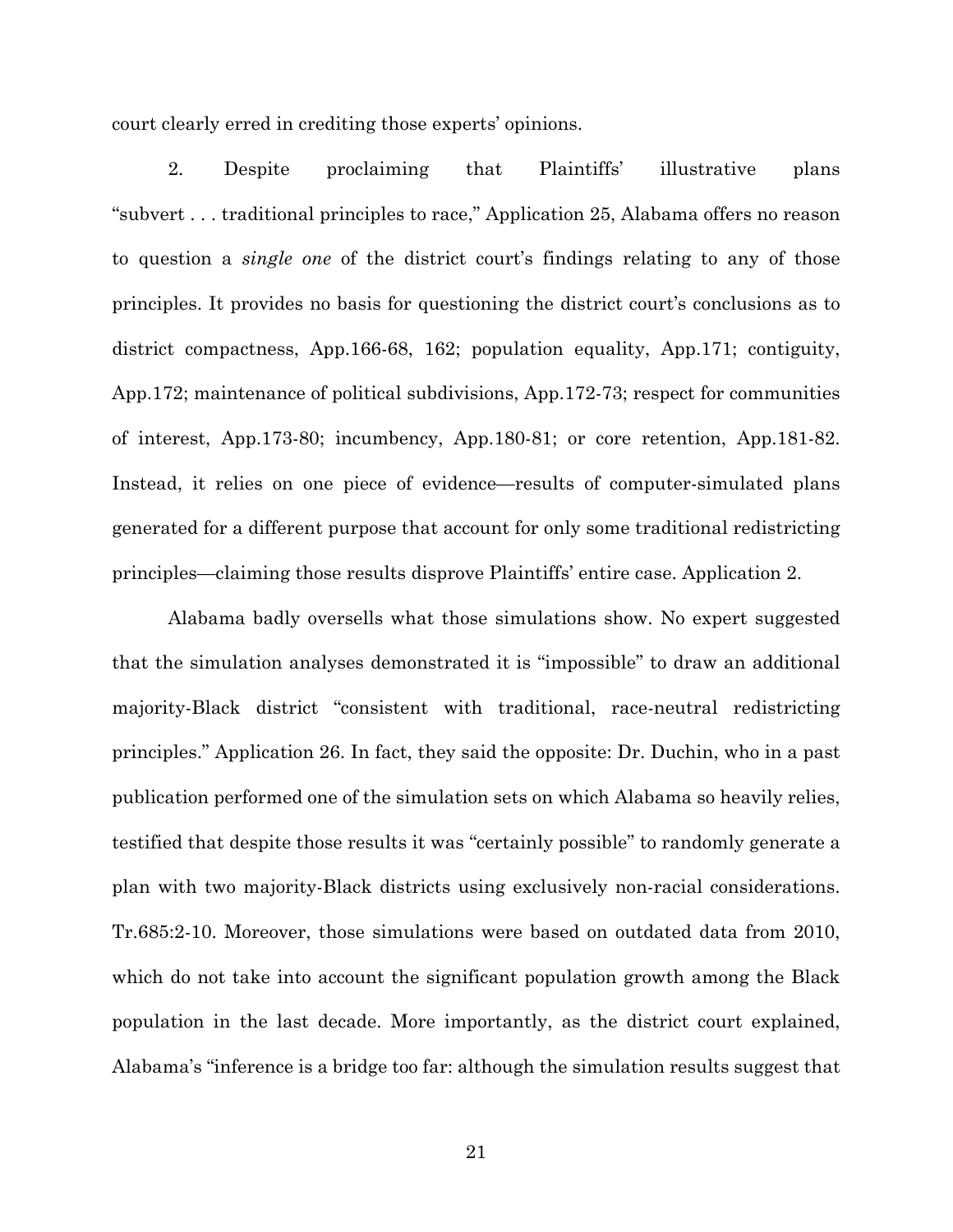court clearly erred in crediting those experts' opinions.

2. Despite proclaiming that Plaintiffs' illustrative plans "subvert . . . traditional principles to race," Application 25, Alabama offers no reason to question a *single one* of the district court's findings relating to any of those principles. It provides no basis for questioning the district court's conclusions as to district compactness, App.166-68, 162; population equality, App.171; contiguity, App.172; maintenance of political subdivisions, App.172-73; respect for communities of interest, App.173-80; incumbency, App.180-81; or core retention, App.181-82. Instead, it relies on one piece of evidence—results of computer-simulated plans generated for a different purpose that account for only some traditional redistricting principles—claiming those results disprove Plaintiffs' entire case. Application 2.

Alabama badly oversells what those simulations show. No expert suggested that the simulation analyses demonstrated it is "impossible" to draw an additional majority-Black district "consistent with traditional, race-neutral redistricting principles." Application 26. In fact, they said the opposite: Dr. Duchin, who in a past publication performed one of the simulation sets on which Alabama so heavily relies, testified that despite those results it was "certainly possible" to randomly generate a plan with two majority-Black districts using exclusively non-racial considerations. Tr.685:2-10. Moreover, those simulations were based on outdated data from 2010, which do not take into account the significant population growth among the Black population in the last decade. More importantly, as the district court explained, Alabama's "inference is a bridge too far: although the simulation results suggest that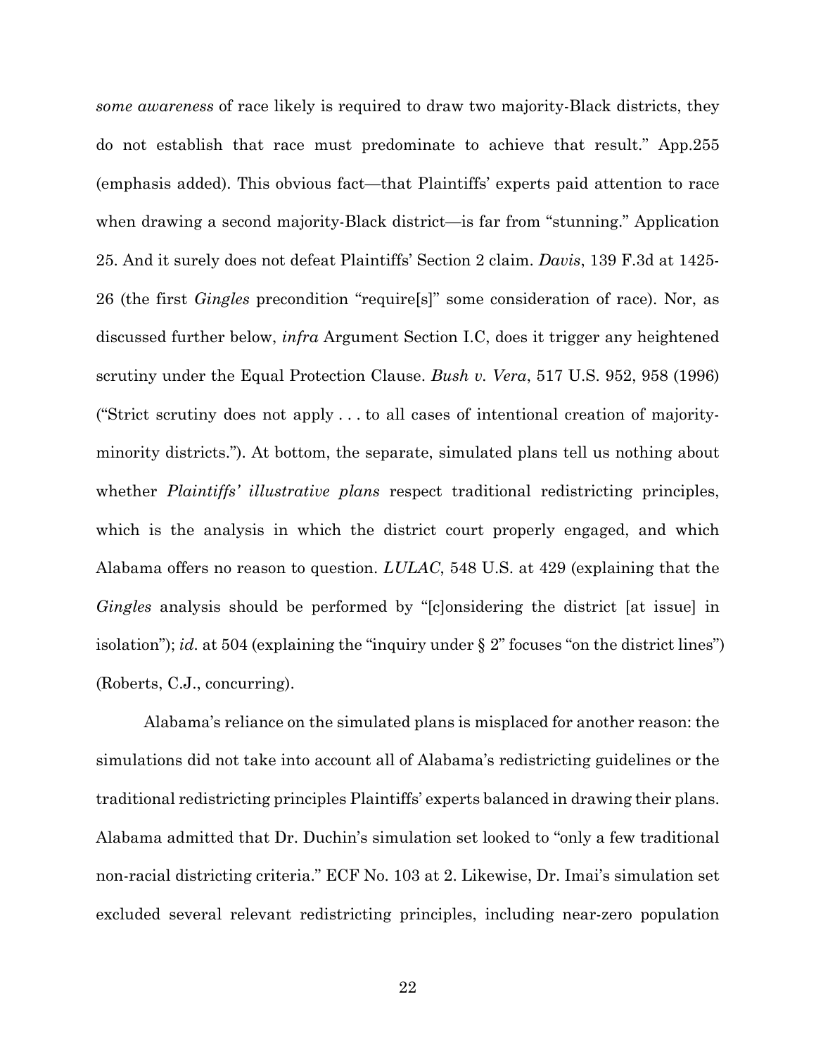*some awareness* of race likely is required to draw two majority-Black districts, they do not establish that race must predominate to achieve that result." App.255 (emphasis added). This obvious fact—that Plaintiffs' experts paid attention to race when drawing a second majority-Black district—is far from "stunning." Application 25. And it surely does not defeat Plaintiffs' Section 2 claim. *Davis*, 139 F.3d at 1425-26 (the first *Gingles* precondition "require[s]" some consideration of race). Nor, as discussed further below, *infra* Argument Section I.C, does it trigger any heightened scrutiny under the Equal Protection Clause. *Bush v. Vera*, 517 U.S. 952, 958 (1996) ("Strict scrutiny does not apply . . . to all cases of intentional creation of majority-minority districts."). At bottom, the separate, simulated plans tell us nothing about whether *Plaintiffs' illustrative plans* respect traditional redistricting principles, which is the analysis in which the district court properly engaged, and which Alabama offers no reason to question. *LULAC*, 548 U.S. at 429 (explaining that the *Gingles* analysis should be performed by "[c]onsidering the district [at issue] in isolation"); *id.* at 504 (explaining the "inquiry under § 2" focuses "on the district lines") (Roberts, C.J., concurring).

Alabama's reliance on the simulated plans is misplaced for another reason: the simulations did not take into account all of Alabama's redistricting guidelines or the traditional redistricting principles Plaintiffs' experts balanced in drawing their plans. Alabama admitted that Dr. Duchin's simulation set looked to "only a few traditional non-racial districting criteria." ECF No. 103 at 2. Likewise, Dr. Imai's simulation set excluded several relevant redistricting principles, including near-zero population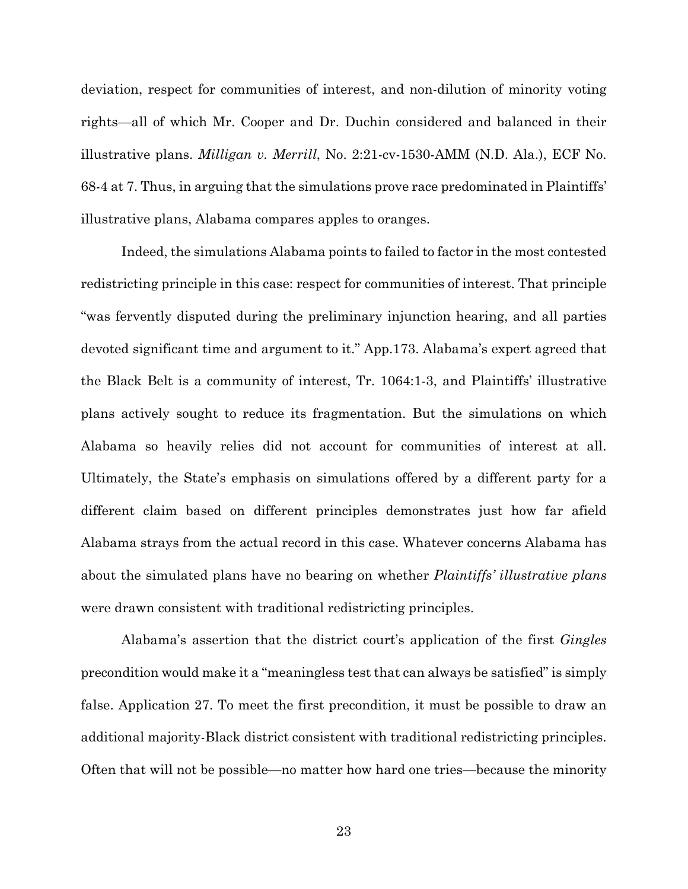deviation, respect for communities of interest, and non-dilution of minority voting rights—all of which Mr. Cooper and Dr. Duchin considered and balanced in their illustrative plans. *Milligan v. Merrill*, No. 2:21-cv-1530-AMM (N.D. Ala.), ECF No. 68-4 at 7. Thus, in arguing that the simulations prove race predominated in Plaintiffs' illustrative plans, Alabama compares apples to oranges.

Indeed, the simulations Alabama points to failed to factor in the most contested redistricting principle in this case: respect for communities of interest. That principle "was fervently disputed during the preliminary injunction hearing, and all parties devoted significant time and argument to it." App.173. Alabama's expert agreed that the Black Belt is a community of interest, Tr. 1064:1-3, and Plaintiffs' illustrative plans actively sought to reduce its fragmentation. But the simulations on which Alabama so heavily relies did not account for communities of interest at all. Ultimately, the State's emphasis on simulations offered by a different party for a different claim based on different principles demonstrates just how far afield Alabama strays from the actual record in this case. Whatever concerns Alabama has about the simulated plans have no bearing on whether *Plaintiffs' illustrative plans* were drawn consistent with traditional redistricting principles.

Alabama's assertion that the district court's application of the first *Gingles* precondition would make it a "meaningless test that can always be satisfied" is simply false. Application 27. To meet the first precondition, it must be possible to draw an additional majority-Black district consistent with traditional redistricting principles. Often that will not be possible—no matter how hard one tries—because the minority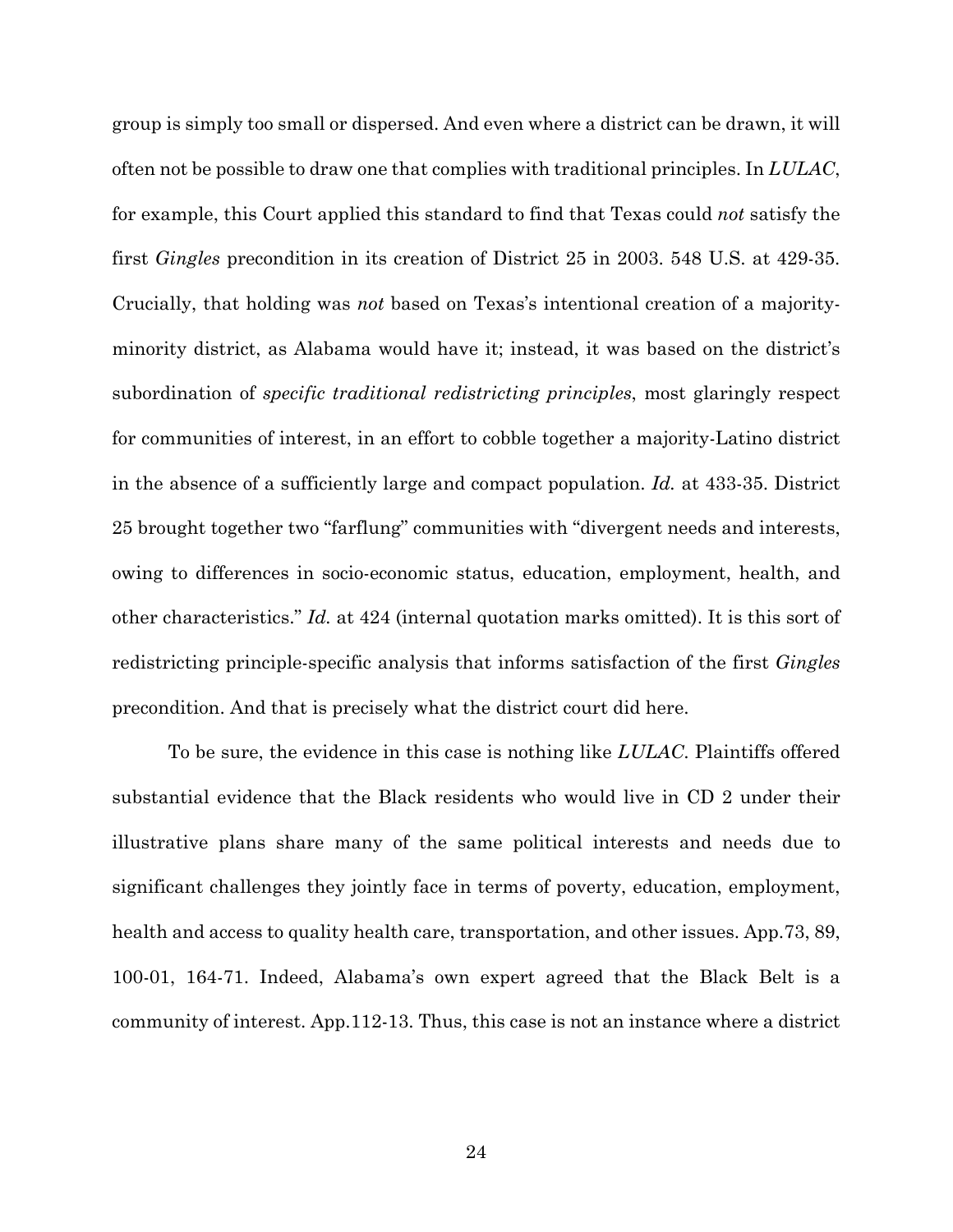group is simply too small or dispersed. And even where a district can be drawn, it will often not be possible to draw one that complies with traditional principles. In *LULAC*, for example, this Court applied this standard to find that Texas could *not* satisfy the first *Gingles* precondition in its creation of District 25 in 2003. 548 U.S. at 429-35. Crucially, that holding was *not* based on Texas's intentional creation of a majority-minority district, as Alabama would have it; instead, it was based on the district's subordination of *specific traditional redistricting principles*, most glaringly respect for communities of interest, in an effort to cobble together a majority-Latino district in the absence of a sufficiently large and compact population. *Id.* at 433-35. District 25 brought together two "farflung" communities with "divergent needs and interests, owing to differences in socio-economic status, education, employment, health, and other characteristics." *Id.* at 424 (internal quotation marks omitted). It is this sort of redistricting principle-specific analysis that informs satisfaction of the first *Gingles* precondition. And that is precisely what the district court did here.

To be sure, the evidence in this case is nothing like *LULAC*. Plaintiffs offered substantial evidence that the Black residents who would live in CD 2 under their illustrative plans share many of the same political interests and needs due to significant challenges they jointly face in terms of poverty, education, employment, health and access to quality health care, transportation, and other issues. App.73, 89, 100-01, 164-71. Indeed, Alabama's own expert agreed that the Black Belt is a community of interest. App.112-13. Thus, this case is not an instance where a district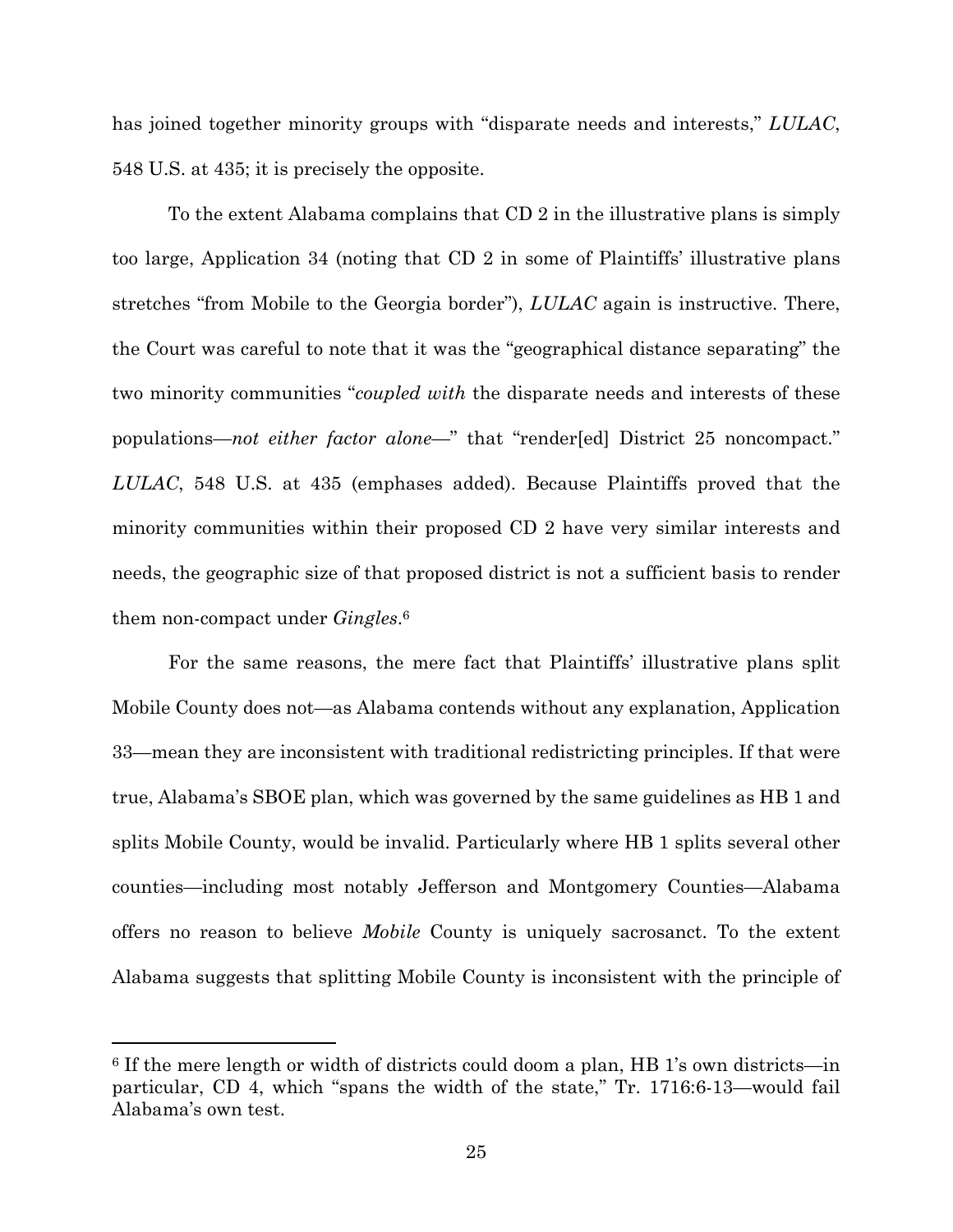has joined together minority groups with "disparate needs and interests," *LULAC*, 548 U.S. at 435; it is precisely the opposite.

To the extent Alabama complains that CD 2 in the illustrative plans is simply too large, Application 34 (noting that CD 2 in some of Plaintiffs' illustrative plans stretches "from Mobile to the Georgia border"), *LULAC* again is instructive. There, the Court was careful to note that it was the "geographical distance separating" the two minority communities "*coupled with* the disparate needs and interests of these populations—*not either factor alone*—" that "render[ed] District 25 noncompact." *LULAC*, 548 U.S. at 435 (emphases added). Because Plaintiffs proved that the minority communities within their proposed CD 2 have very similar interests and needs, the geographic size of that proposed district is not a sufficient basis to render them non-compact under *Gingles*.[6]

For the same reasons, the mere fact that Plaintiffs' illustrative plans split Mobile County does not—as Alabama contends without any explanation, Application 33—mean they are inconsistent with traditional redistricting principles. If that were true, Alabama's SBOE plan, which was governed by the same guidelines as HB 1 and splits Mobile County, would be invalid. Particularly where HB 1 splits several other counties—including most notably Jefferson and Montgomery Counties—Alabama offers no reason to believe *Mobile* County is uniquely sacrosanct. To the extent Alabama suggests that splitting Mobile County is inconsistent with the principle of

[6] If the mere length or width of districts could doom a plan, HB 1's own districts—in particular, CD 4, which "spans the width of the state," Tr. 1716:6-13—would fail Alabama's own test.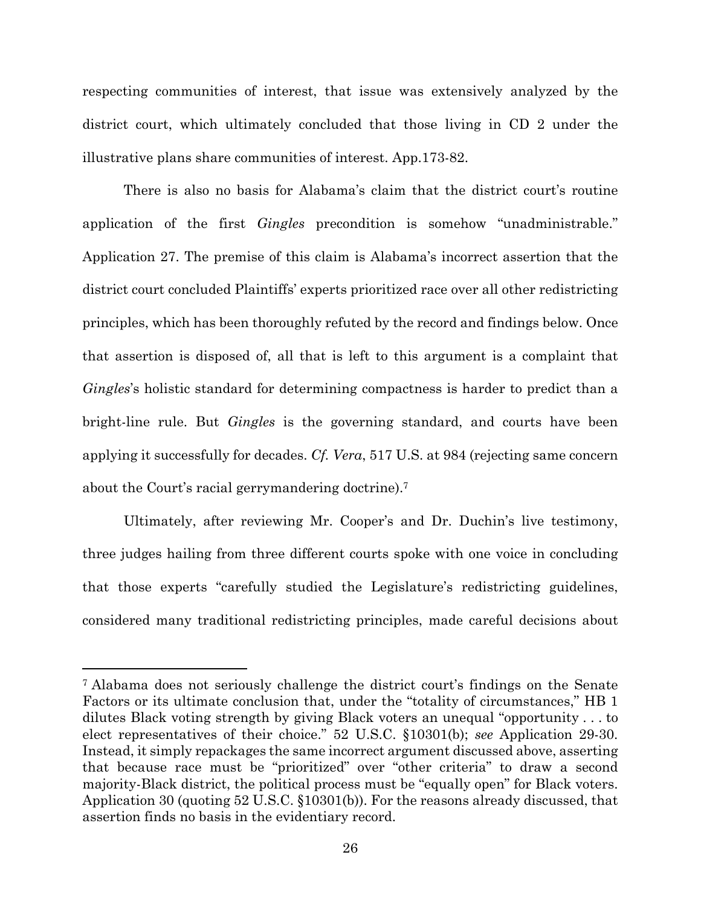respecting communities of interest, that issue was extensively analyzed by the district court, which ultimately concluded that those living in CD 2 under the illustrative plans share communities of interest. App.173-82.

There is also no basis for Alabama's claim that the district court's routine application of the first *Gingles* precondition is somehow "unadministrable." Application 27. The premise of this claim is Alabama's incorrect assertion that the district court concluded Plaintiffs' experts prioritized race over all other redistricting principles, which has been thoroughly refuted by the record and findings below. Once that assertion is disposed of, all that is left to this argument is a complaint that *Gingles*'s holistic standard for determining compactness is harder to predict than a bright-line rule. But *Gingles* is the governing standard, and courts have been applying it successfully for decades. *Cf. Vera*, 517 U.S. at 984 (rejecting same concern about the Court's racial gerrymandering doctrine).[7]

Ultimately, after reviewing Mr. Cooper's and Dr. Duchin's live testimony, three judges hailing from three different courts spoke with one voice in concluding that those experts "carefully studied the Legislature's redistricting guidelines, considered many traditional redistricting principles, made careful decisions about

---

[7] Alabama does not seriously challenge the district court's findings on the Senate Factors or its ultimate conclusion that, under the "totality of circumstances," HB 1 dilutes Black voting strength by giving Black voters an unequal "opportunity . . . to elect representatives of their choice." 52 U.S.C. §10301(b); *see* Application 29-30. Instead, it simply repackages the same incorrect argument discussed above, asserting that because race must be "prioritized" over "other criteria" to draw a second majority-Black district, the political process must be "equally open" for Black voters. Application 30 (quoting 52 U.S.C. §10301(b)). For the reasons already discussed, that assertion finds no basis in the evidentiary record.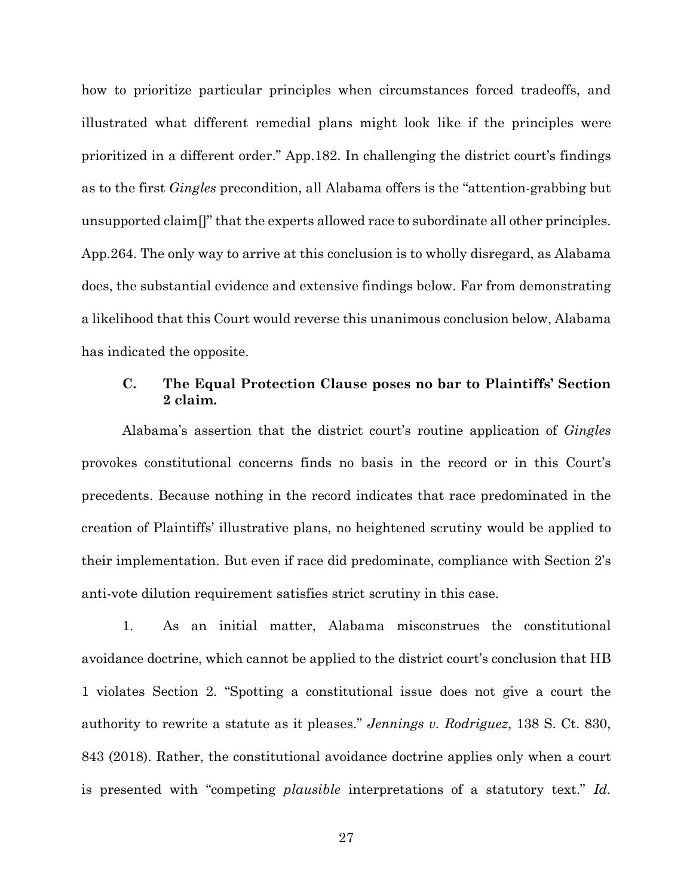how to prioritize particular principles when circumstances forced tradeoffs, and illustrated what different remedial plans might look like if the principles were prioritized in a different order." App.182. In challenging the district court's findings as to the first *Gingles* precondition, all Alabama offers is the "attention-grabbing but unsupported claim[]" that the experts allowed race to subordinate all other principles. App.264. The only way to arrive at this conclusion is to wholly disregard, as Alabama does, the substantial evidence and extensive findings below. Far from demonstrating a likelihood that this Court would reverse this unanimous conclusion below, Alabama has indicated the opposite.

### C. The Equal Protection Clause poses no bar to Plaintiffs' Section 2 claim.

Alabama's assertion that the district court's routine application of *Gingles* provokes constitutional concerns finds no basis in the record or in this Court's precedents. Because nothing in the record indicates that race predominated in the creation of Plaintiffs' illustrative plans, no heightened scrutiny would be applied to their implementation. But even if race did predominate, compliance with Section 2's anti-vote dilution requirement satisfies strict scrutiny in this case.

1. As an initial matter, Alabama misconstrues the constitutional avoidance doctrine, which cannot be applied to the district court's conclusion that HB 1 violates Section 2. "Spotting a constitutional issue does not give a court the authority to rewrite a statute as it pleases." *Jennings v. Rodriguez*, 138 S. Ct. 830, 843 (2018). Rather, the constitutional avoidance doctrine applies only when a court is presented with "competing *plausible* interpretations of a statutory text." *Id.*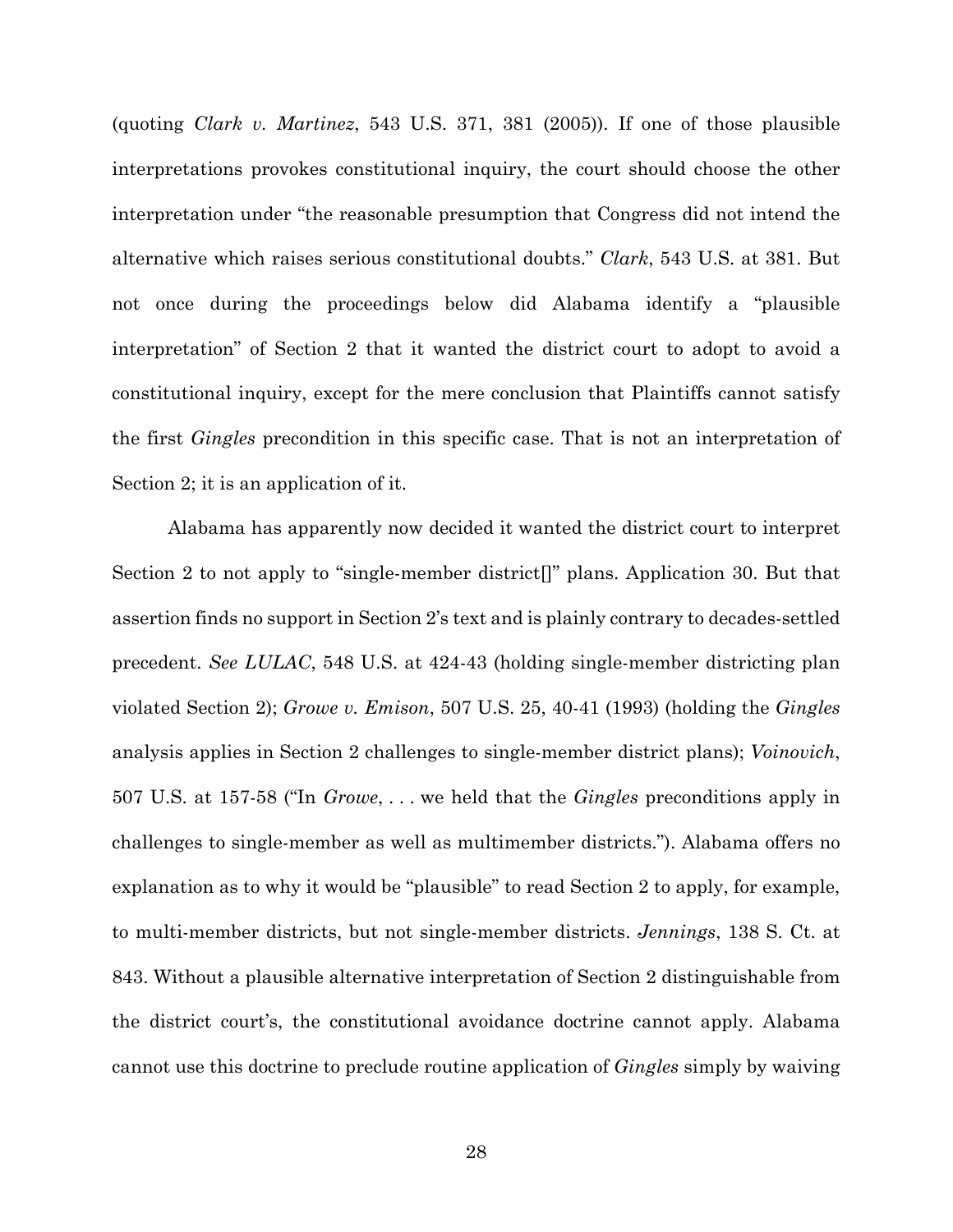(quoting *Clark v. Martinez*, 543 U.S. 371, 381 (2005)). If one of those plausible interpretations provokes constitutional inquiry, the court should choose the other interpretation under "the reasonable presumption that Congress did not intend the alternative which raises serious constitutional doubts." *Clark*, 543 U.S. at 381. But not once during the proceedings below did Alabama identify a "plausible interpretation" of Section 2 that it wanted the district court to adopt to avoid a constitutional inquiry, except for the mere conclusion that Plaintiffs cannot satisfy the first *Gingles* precondition in this specific case. That is not an interpretation of Section 2; it is an application of it.

Alabama has apparently now decided it wanted the district court to interpret Section 2 to not apply to "single-member district[]" plans. Application 30. But that assertion finds no support in Section 2's text and is plainly contrary to decades-settled precedent. *See LULAC*, 548 U.S. at 424-43 (holding single-member districting plan violated Section 2); *Growe v. Emison*, 507 U.S. 25, 40-41 (1993) (holding the *Gingles* analysis applies in Section 2 challenges to single-member district plans); *Voinovich*, 507 U.S. at 157-58 ("In *Growe*, . . . we held that the *Gingles* preconditions apply in challenges to single-member as well as multimember districts."). Alabama offers no explanation as to why it would be "plausible" to read Section 2 to apply, for example, to multi-member districts, but not single-member districts. *Jennings*, 138 S. Ct. at 843. Without a plausible alternative interpretation of Section 2 distinguishable from the district court's, the constitutional avoidance doctrine cannot apply. Alabama cannot use this doctrine to preclude routine application of *Gingles* simply by waiving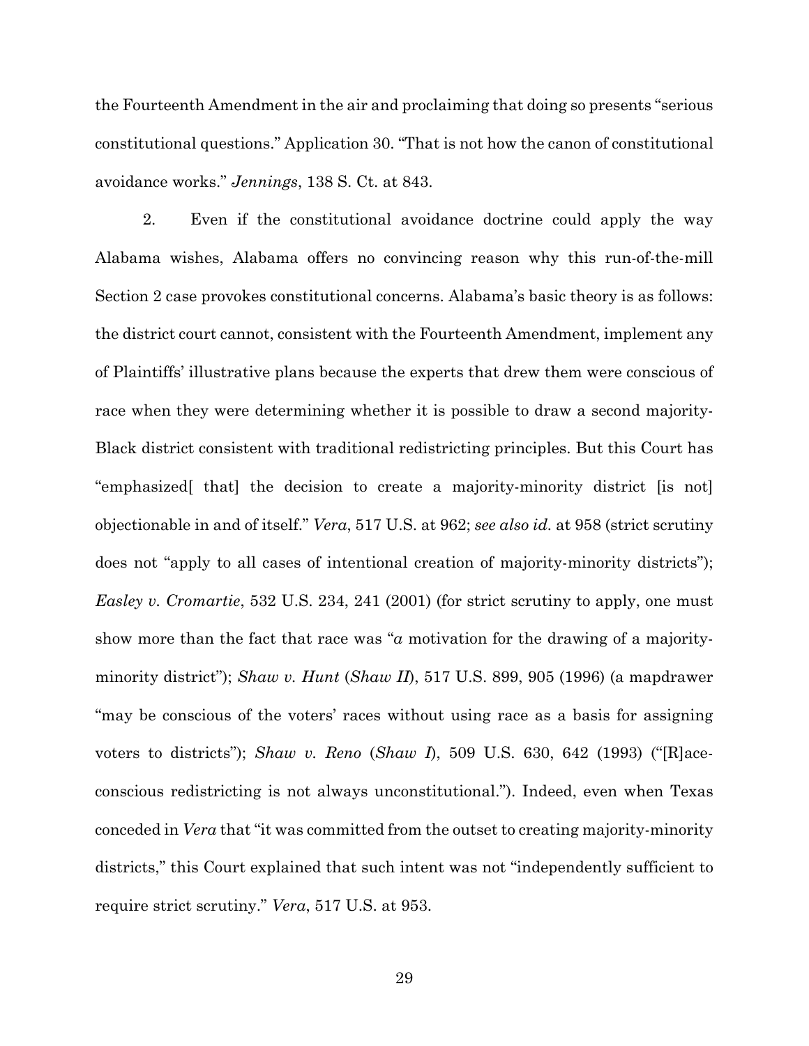the Fourteenth Amendment in the air and proclaiming that doing so presents "serious constitutional questions." Application 30. "That is not how the canon of constitutional avoidance works." *Jennings*, 138 S. Ct. at 843.

2. Even if the constitutional avoidance doctrine could apply the way Alabama wishes, Alabama offers no convincing reason why this run-of-the-mill Section 2 case provokes constitutional concerns. Alabama's basic theory is as follows: the district court cannot, consistent with the Fourteenth Amendment, implement any of Plaintiffs' illustrative plans because the experts that drew them were conscious of race when they were determining whether it is possible to draw a second majority-Black district consistent with traditional redistricting principles. But this Court has "emphasized[ that] the decision to create a majority-minority district [is not] objectionable in and of itself." *Vera*, 517 U.S. at 962; *see also id.* at 958 (strict scrutiny does not "apply to all cases of intentional creation of majority-minority districts"); *Easley v. Cromartie*, 532 U.S. 234, 241 (2001) (for strict scrutiny to apply, one must show more than the fact that race was "*a* motivation for the drawing of a majority-minority district"); *Shaw v. Hunt* (*Shaw II*), 517 U.S. 899, 905 (1996) (a mapdrawer "may be conscious of the voters' races without using race as a basis for assigning voters to districts"); *Shaw v. Reno* (*Shaw I*), 509 U.S. 630, 642 (1993) ("[R]ace-conscious redistricting is not always unconstitutional."). Indeed, even when Texas conceded in *Vera* that "it was committed from the outset to creating majority-minority districts," this Court explained that such intent was not "independently sufficient to require strict scrutiny." *Vera*, 517 U.S. at 953.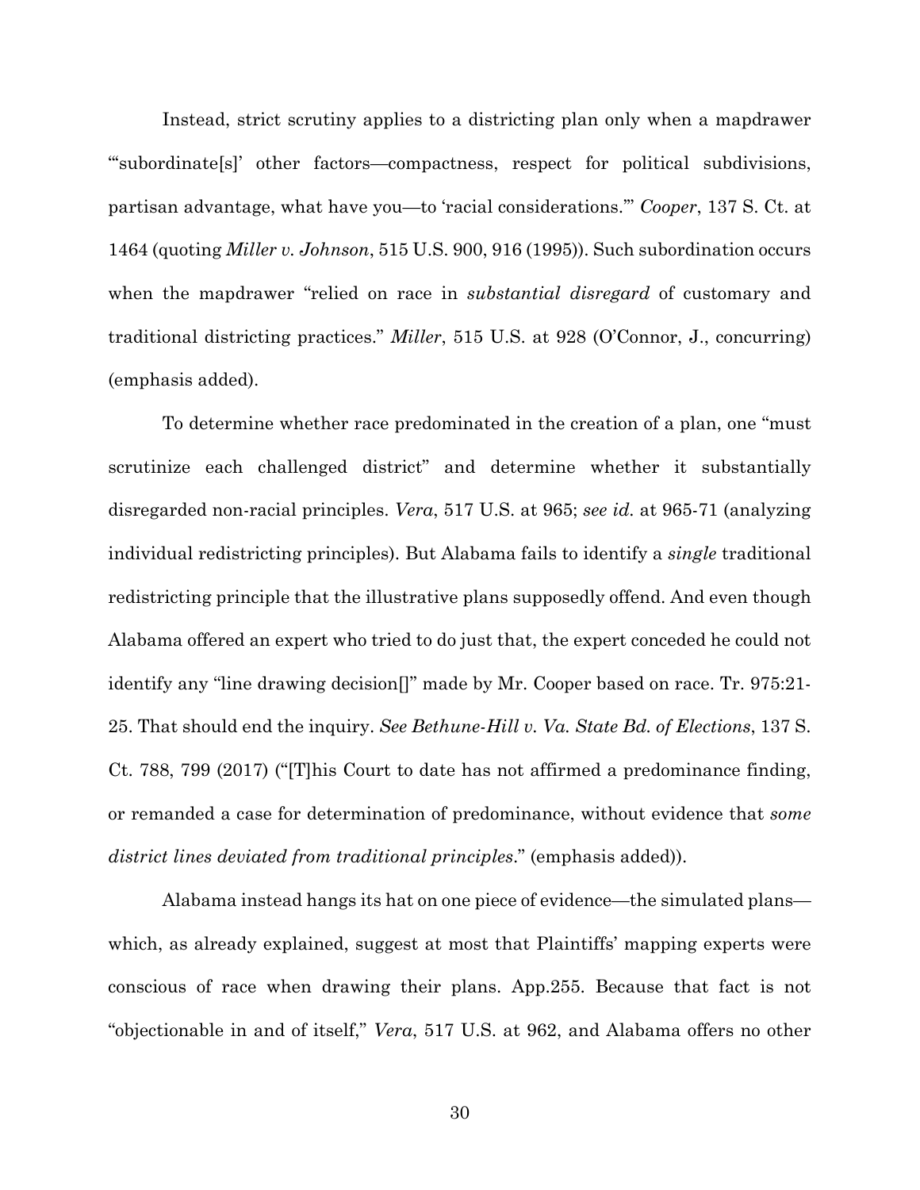Instead, strict scrutiny applies to a districting plan only when a mapdrawer "'subordinate[s]' other factors—compactness, respect for political subdivisions, partisan advantage, what have you—to 'racial considerations.'" *Cooper*, 137 S. Ct. at 1464 (quoting *Miller v. Johnson*, 515 U.S. 900, 916 (1995)). Such subordination occurs when the mapdrawer "relied on race in *substantial disregard* of customary and traditional districting practices." *Miller*, 515 U.S. at 928 (O'Connor, J., concurring) (emphasis added).

To determine whether race predominated in the creation of a plan, one "must scrutinize each challenged district" and determine whether it substantially disregarded non-racial principles. *Vera*, 517 U.S. at 965; *see id.* at 965-71 (analyzing individual redistricting principles). But Alabama fails to identify a *single* traditional redistricting principle that the illustrative plans supposedly offend. And even though Alabama offered an expert who tried to do just that, the expert conceded he could not identify any "line drawing decision[]" made by Mr. Cooper based on race. Tr. 975:21-25. That should end the inquiry. *See Bethune-Hill v. Va. State Bd. of Elections*, 137 S. Ct. 788, 799 (2017) ("[T]his Court to date has not affirmed a predominance finding, or remanded a case for determination of predominance, without evidence that *some district lines deviated from traditional principles*." (emphasis added)).

Alabama instead hangs its hat on one piece of evidence—the simulated plans—which, as already explained, suggest at most that Plaintiffs' mapping experts were conscious of race when drawing their plans. App.255. Because that fact is not "objectionable in and of itself," *Vera*, 517 U.S. at 962, and Alabama offers no other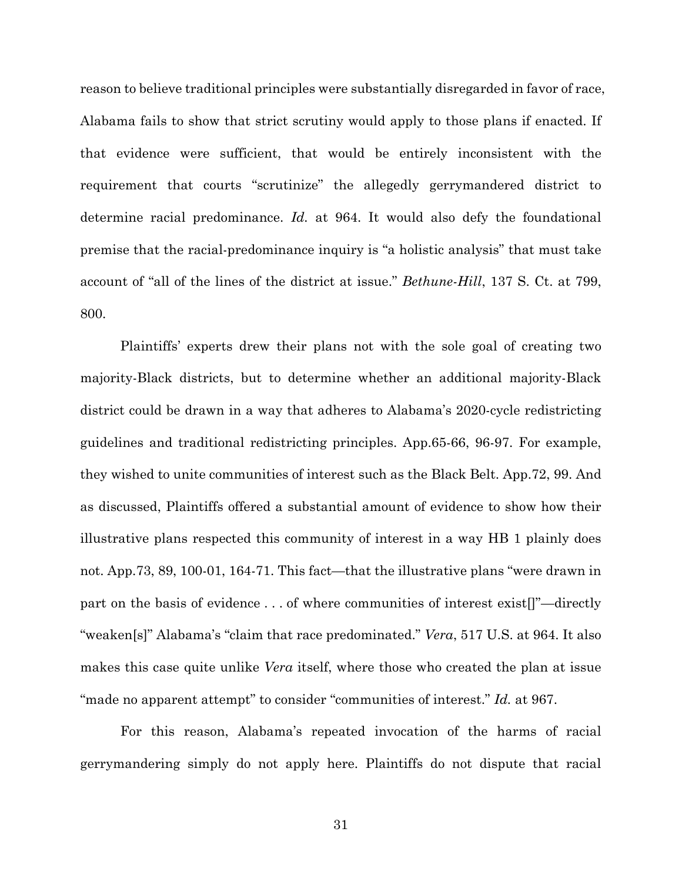reason to believe traditional principles were substantially disregarded in favor of race, Alabama fails to show that strict scrutiny would apply to those plans if enacted. If that evidence were sufficient, that would be entirely inconsistent with the requirement that courts "scrutinize" the allegedly gerrymandered district to determine racial predominance. *Id.* at 964. It would also defy the foundational premise that the racial-predominance inquiry is "a holistic analysis" that must take account of "all of the lines of the district at issue." *Bethune-Hill*, 137 S. Ct. at 799, 800.

Plaintiffs' experts drew their plans not with the sole goal of creating two majority-Black districts, but to determine whether an additional majority-Black district could be drawn in a way that adheres to Alabama's 2020-cycle redistricting guidelines and traditional redistricting principles. App.65-66, 96-97. For example, they wished to unite communities of interest such as the Black Belt. App.72, 99. And as discussed, Plaintiffs offered a substantial amount of evidence to show how their illustrative plans respected this community of interest in a way HB 1 plainly does not. App.73, 89, 100-01, 164-71. This fact—that the illustrative plans "were drawn in part on the basis of evidence . . . of where communities of interest exist[]"—directly "weaken[s]" Alabama's "claim that race predominated." *Vera*, 517 U.S. at 964. It also makes this case quite unlike *Vera* itself, where those who created the plan at issue "made no apparent attempt" to consider "communities of interest." *Id.* at 967.

For this reason, Alabama's repeated invocation of the harms of racial gerrymandering simply do not apply here. Plaintiffs do not dispute that racial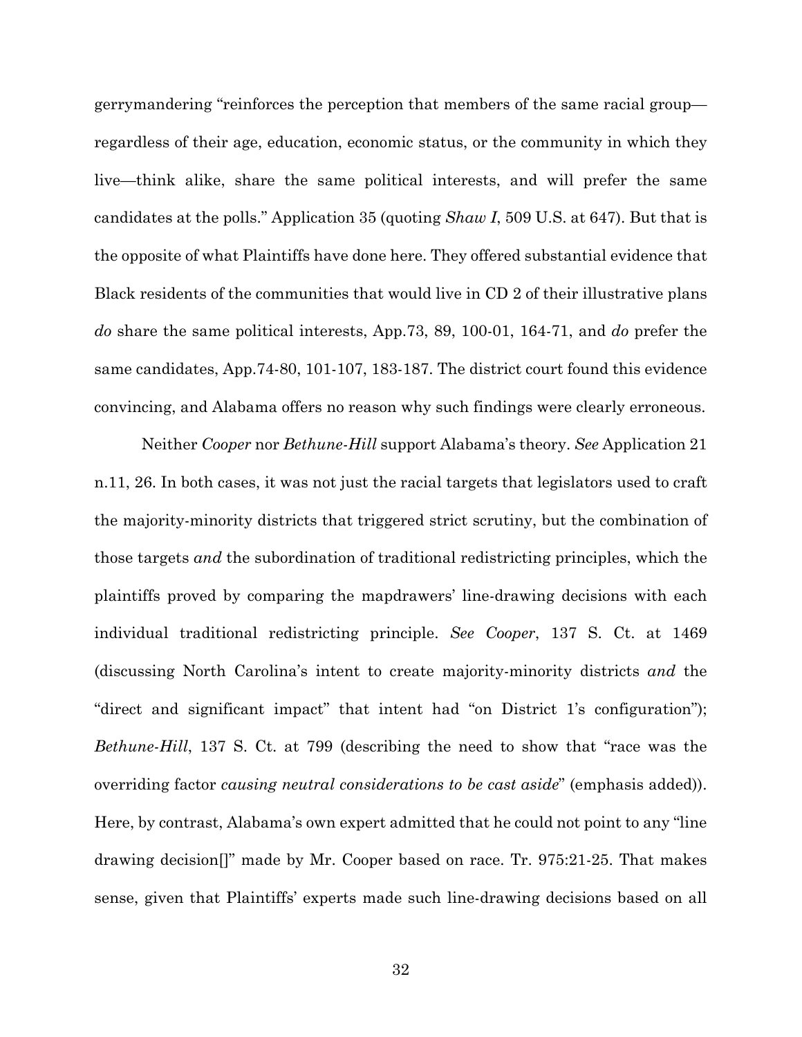gerrymandering "reinforces the perception that members of the same racial group—regardless of their age, education, economic status, or the community in which they live—think alike, share the same political interests, and will prefer the same candidates at the polls." Application 35 (quoting *Shaw I*, 509 U.S. at 647). But that is the opposite of what Plaintiffs have done here. They offered substantial evidence that Black residents of the communities that would live in CD 2 of their illustrative plans *do* share the same political interests, App.73, 89, 100-01, 164-71, and *do* prefer the same candidates, App.74-80, 101-107, 183-187. The district court found this evidence convincing, and Alabama offers no reason why such findings were clearly erroneous.

Neither *Cooper* nor *Bethune-Hill* support Alabama's theory. *See* Application 21 n.11, 26. In both cases, it was not just the racial targets that legislators used to craft the majority-minority districts that triggered strict scrutiny, but the combination of those targets *and* the subordination of traditional redistricting principles, which the plaintiffs proved by comparing the mapdrawers' line-drawing decisions with each individual traditional redistricting principle. *See Cooper*, 137 S. Ct. at 1469 (discussing North Carolina's intent to create majority-minority districts *and* the "direct and significant impact" that intent had "on District 1's configuration"); *Bethune-Hill*, 137 S. Ct. at 799 (describing the need to show that "race was the overriding factor *causing neutral considerations to be cast aside*" (emphasis added)). Here, by contrast, Alabama's own expert admitted that he could not point to any "line drawing decision[]" made by Mr. Cooper based on race. Tr. 975:21-25. That makes sense, given that Plaintiffs' experts made such line-drawing decisions based on all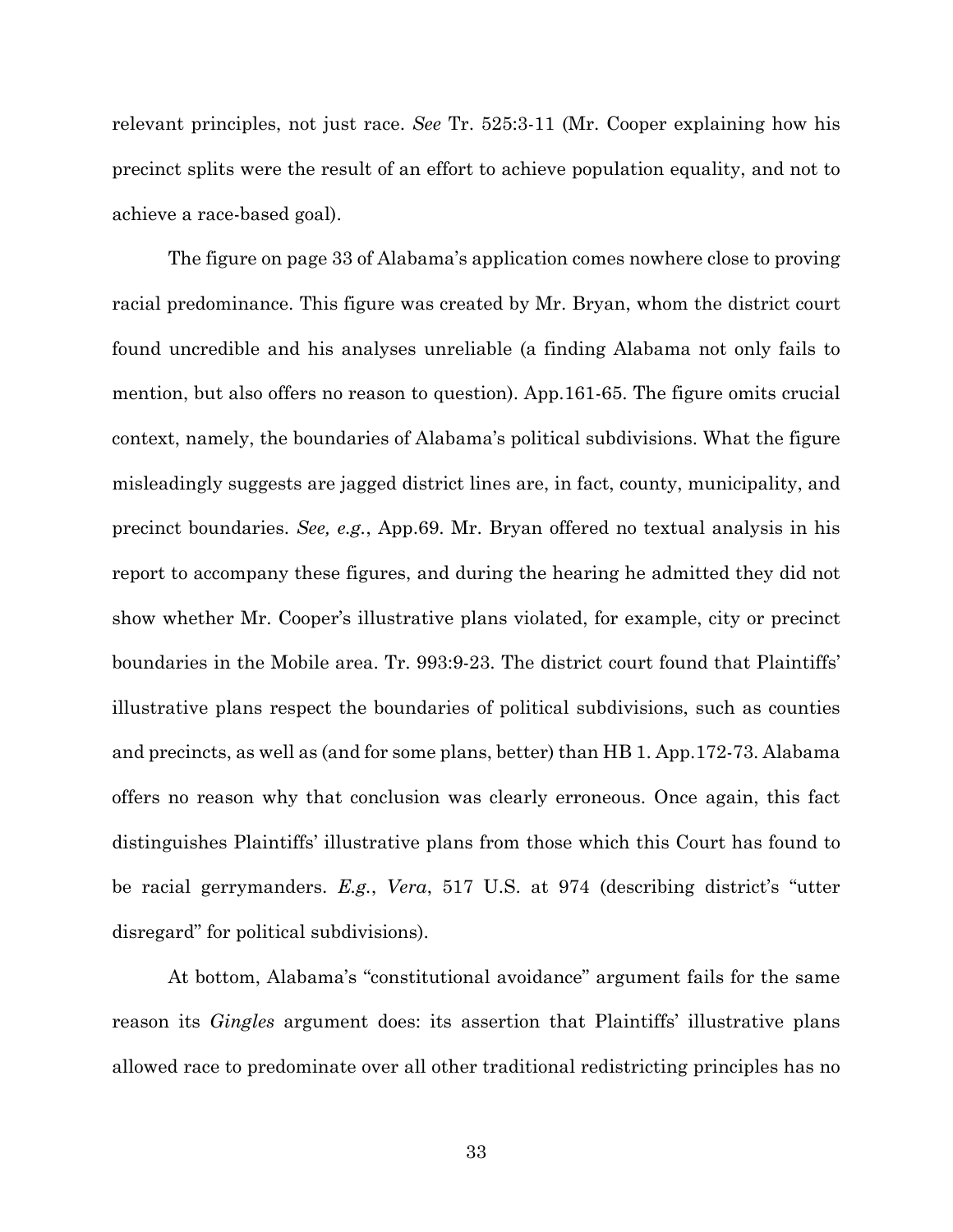relevant principles, not just race. *See* Tr. 525:3-11 (Mr. Cooper explaining how his precinct splits were the result of an effort to achieve population equality, and not to achieve a race-based goal).

The figure on page 33 of Alabama's application comes nowhere close to proving racial predominance. This figure was created by Mr. Bryan, whom the district court found uncredible and his analyses unreliable (a finding Alabama not only fails to mention, but also offers no reason to question). App.161-65. The figure omits crucial context, namely, the boundaries of Alabama's political subdivisions. What the figure misleadingly suggests are jagged district lines are, in fact, county, municipality, and precinct boundaries. *See, e.g.*, App.69. Mr. Bryan offered no textual analysis in his report to accompany these figures, and during the hearing he admitted they did not show whether Mr. Cooper's illustrative plans violated, for example, city or precinct boundaries in the Mobile area. Tr. 993:9-23. The district court found that Plaintiffs' illustrative plans respect the boundaries of political subdivisions, such as counties and precincts, as well as (and for some plans, better) than HB 1. App.172-73. Alabama offers no reason why that conclusion was clearly erroneous. Once again, this fact distinguishes Plaintiffs' illustrative plans from those which this Court has found to be racial gerrymanders. *E.g.*, *Vera*, 517 U.S. at 974 (describing district's "utter disregard" for political subdivisions).

At bottom, Alabama's "constitutional avoidance" argument fails for the same reason its *Gingles* argument does: its assertion that Plaintiffs' illustrative plans allowed race to predominate over all other traditional redistricting principles has no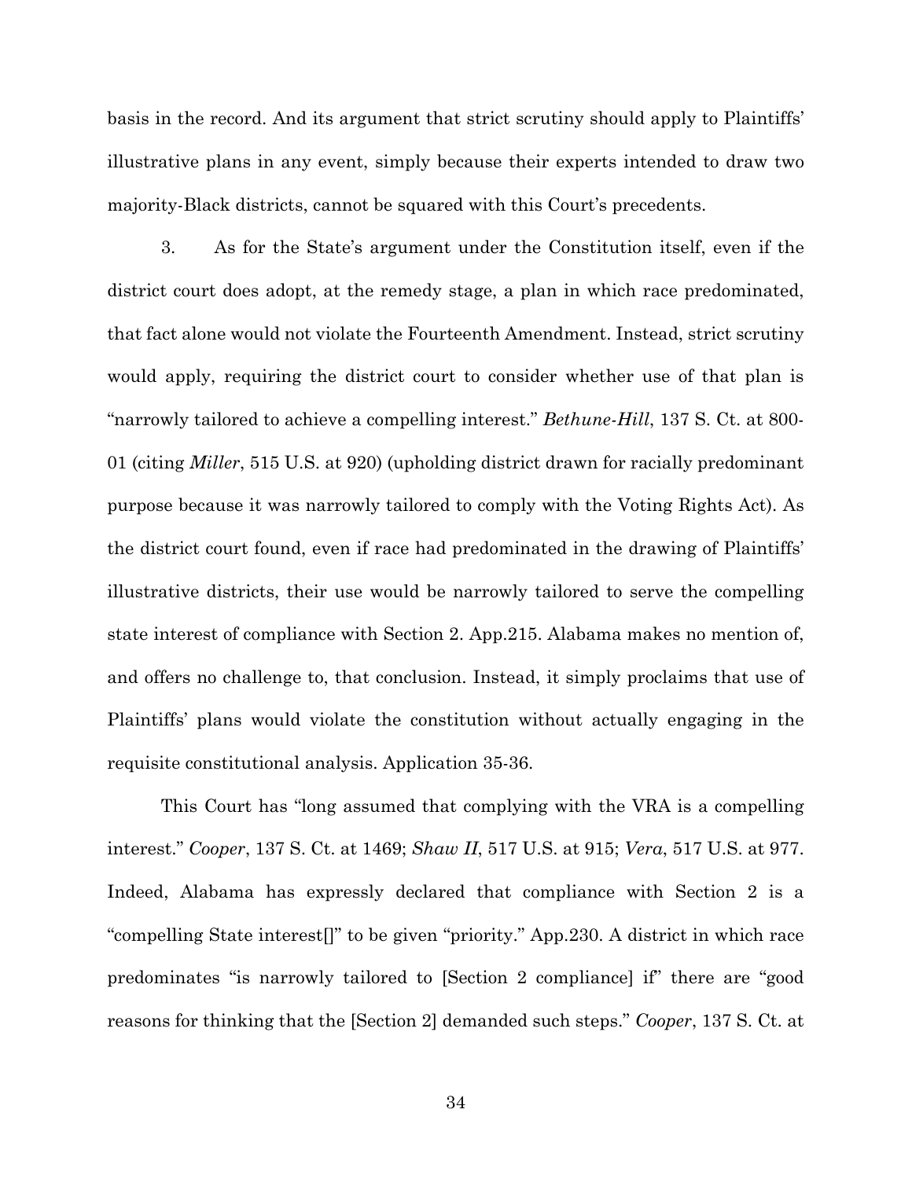basis in the record. And its argument that strict scrutiny should apply to Plaintiffs' illustrative plans in any event, simply because their experts intended to draw two majority-Black districts, cannot be squared with this Court's precedents.

3. As for the State's argument under the Constitution itself, even if the district court does adopt, at the remedy stage, a plan in which race predominated, that fact alone would not violate the Fourteenth Amendment. Instead, strict scrutiny would apply, requiring the district court to consider whether use of that plan is "narrowly tailored to achieve a compelling interest." *Bethune-Hill*, 137 S. Ct. at 800-01 (citing *Miller*, 515 U.S. at 920) (upholding district drawn for racially predominant purpose because it was narrowly tailored to comply with the Voting Rights Act). As the district court found, even if race had predominated in the drawing of Plaintiffs' illustrative districts, their use would be narrowly tailored to serve the compelling state interest of compliance with Section 2. App.215. Alabama makes no mention of, and offers no challenge to, that conclusion. Instead, it simply proclaims that use of Plaintiffs' plans would violate the constitution without actually engaging in the requisite constitutional analysis. Application 35-36.

This Court has "long assumed that complying with the VRA is a compelling interest." *Cooper*, 137 S. Ct. at 1469; *Shaw II*, 517 U.S. at 915; *Vera*, 517 U.S. at 977. Indeed, Alabama has expressly declared that compliance with Section 2 is a "compelling State interest[]" to be given "priority." App.230. A district in which race predominates "is narrowly tailored to [Section 2 compliance] if" there are "good reasons for thinking that the [Section 2] demanded such steps." *Cooper*, 137 S. Ct. at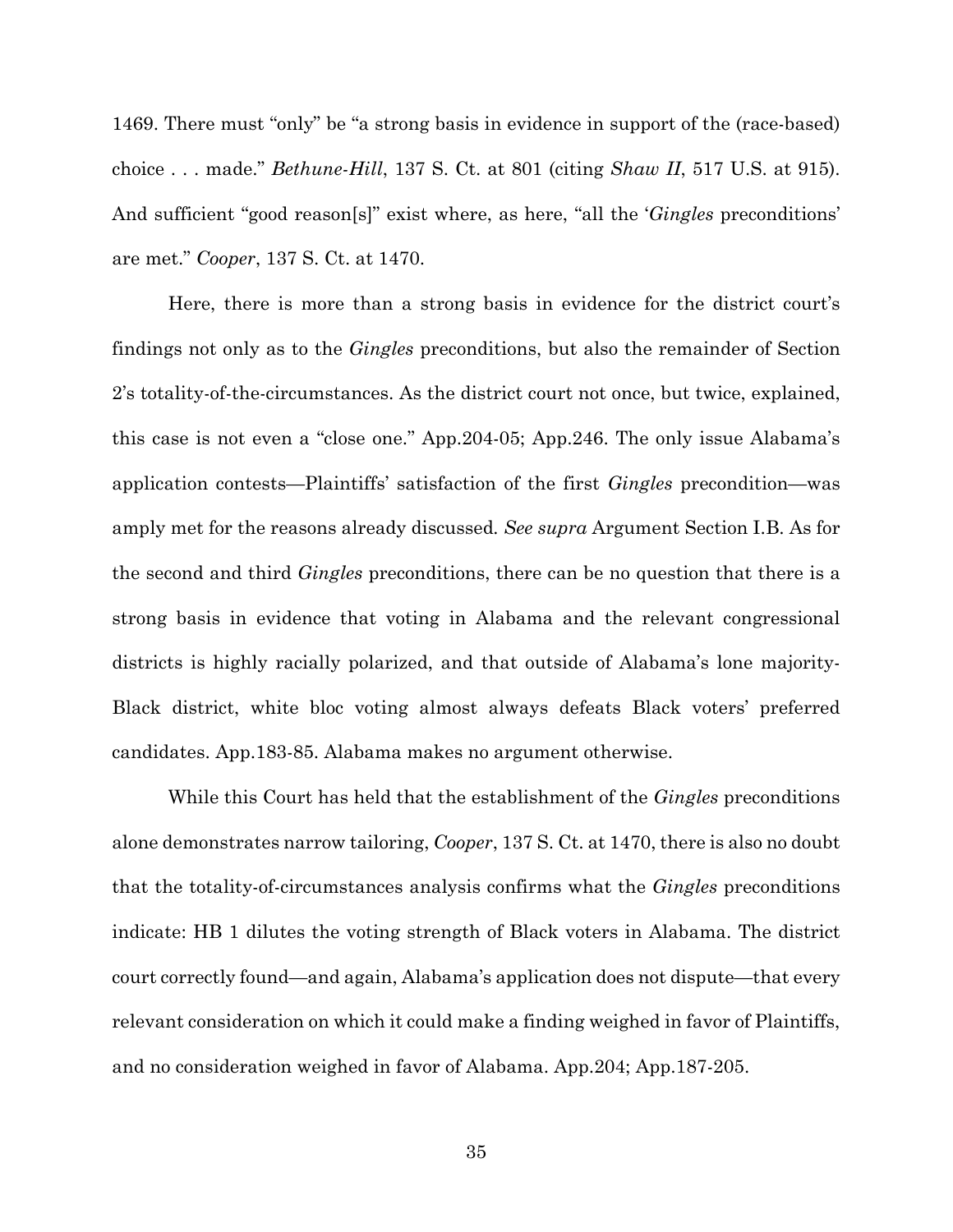1469. There must "only" be "a strong basis in evidence in support of the (race-based) choice . . . made." *Bethune-Hill*, 137 S. Ct. at 801 (citing *Shaw II*, 517 U.S. at 915). And sufficient "good reason[s]" exist where, as here, "all the '*Gingles* preconditions' are met." *Cooper*, 137 S. Ct. at 1470.

Here, there is more than a strong basis in evidence for the district court's findings not only as to the *Gingles* preconditions, but also the remainder of Section 2's totality-of-the-circumstances. As the district court not once, but twice, explained, this case is not even a "close one." App.204-05; App.246. The only issue Alabama's application contests—Plaintiffs' satisfaction of the first *Gingles* precondition—was amply met for the reasons already discussed. *See supra* Argument Section I.B. As for the second and third *Gingles* preconditions, there can be no question that there is a strong basis in evidence that voting in Alabama and the relevant congressional districts is highly racially polarized, and that outside of Alabama's lone majority-Black district, white bloc voting almost always defeats Black voters' preferred candidates. App.183-85. Alabama makes no argument otherwise.

While this Court has held that the establishment of the *Gingles* preconditions alone demonstrates narrow tailoring, *Cooper*, 137 S. Ct. at 1470, there is also no doubt that the totality-of-circumstances analysis confirms what the *Gingles* preconditions indicate: HB 1 dilutes the voting strength of Black voters in Alabama. The district court correctly found—and again, Alabama's application does not dispute—that every relevant consideration on which it could make a finding weighed in favor of Plaintiffs, and no consideration weighed in favor of Alabama. App.204; App.187-205.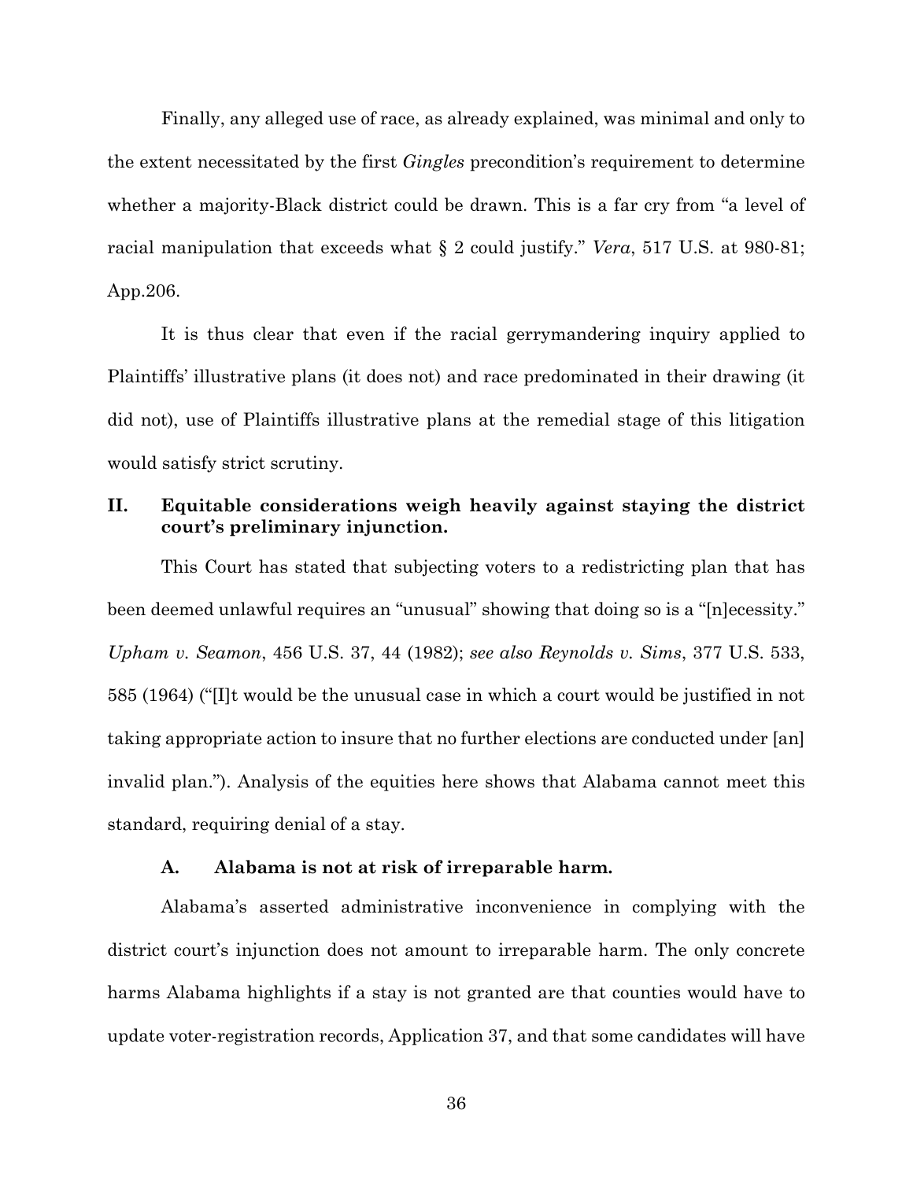Finally, any alleged use of race, as already explained, was minimal and only to the extent necessitated by the first *Gingles* precondition's requirement to determine whether a majority-Black district could be drawn. This is a far cry from "a level of racial manipulation that exceeds what § 2 could justify." *Vera*, 517 U.S. at 980-81; App.206.

It is thus clear that even if the racial gerrymandering inquiry applied to Plaintiffs' illustrative plans (it does not) and race predominated in their drawing (it did not), use of Plaintiffs illustrative plans at the remedial stage of this litigation would satisfy strict scrutiny.

## II. Equitable considerations weigh heavily against staying the district court's preliminary injunction.

This Court has stated that subjecting voters to a redistricting plan that has been deemed unlawful requires an "unusual" showing that doing so is a "[n]ecessity." *Upham v. Seamon*, 456 U.S. 37, 44 (1982); *see also Reynolds v. Sims*, 377 U.S. 533, 585 (1964) ("[I]t would be the unusual case in which a court would be justified in not taking appropriate action to insure that no further elections are conducted under [an] invalid plan."). Analysis of the equities here shows that Alabama cannot meet this standard, requiring denial of a stay.

### A. Alabama is not at risk of irreparable harm.

Alabama's asserted administrative inconvenience in complying with the district court's injunction does not amount to irreparable harm. The only concrete harms Alabama highlights if a stay is not granted are that counties would have to update voter-registration records, Application 37, and that some candidates will have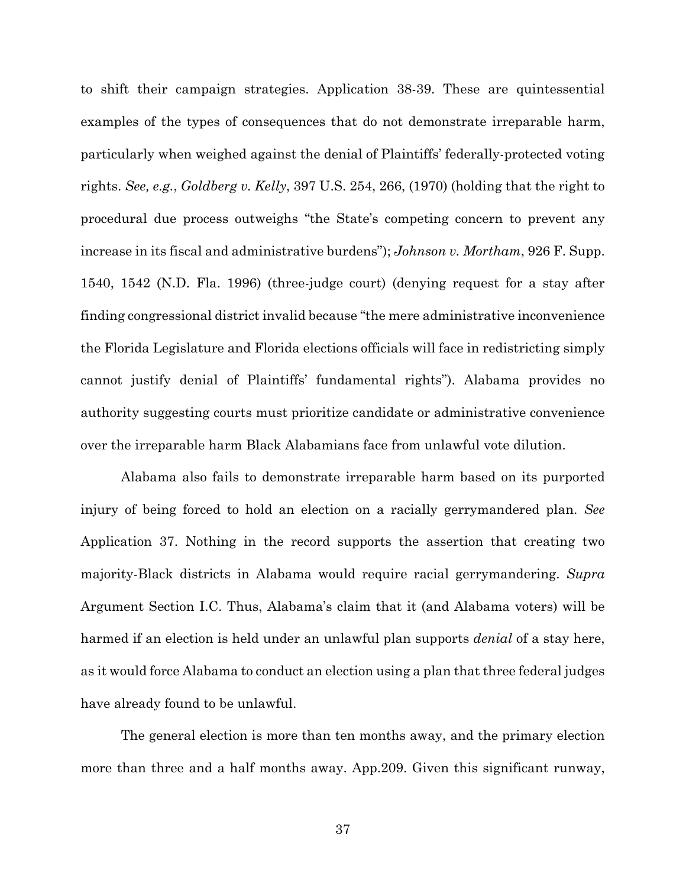to shift their campaign strategies. Application 38-39. These are quintessential examples of the types of consequences that do not demonstrate irreparable harm, particularly when weighed against the denial of Plaintiffs' federally-protected voting rights. *See, e.g.*, *Goldberg v. Kelly*, 397 U.S. 254, 266, (1970) (holding that the right to procedural due process outweighs "the State's competing concern to prevent any increase in its fiscal and administrative burdens"); *Johnson v. Mortham*, 926 F. Supp. 1540, 1542 (N.D. Fla. 1996) (three-judge court) (denying request for a stay after finding congressional district invalid because "the mere administrative inconvenience the Florida Legislature and Florida elections officials will face in redistricting simply cannot justify denial of Plaintiffs' fundamental rights"). Alabama provides no authority suggesting courts must prioritize candidate or administrative convenience over the irreparable harm Black Alabamians face from unlawful vote dilution.

Alabama also fails to demonstrate irreparable harm based on its purported injury of being forced to hold an election on a racially gerrymandered plan. *See* Application 37. Nothing in the record supports the assertion that creating two majority-Black districts in Alabama would require racial gerrymandering. *Supra* Argument Section I.C. Thus, Alabama's claim that it (and Alabama voters) will be harmed if an election is held under an unlawful plan supports *denial* of a stay here, as it would force Alabama to conduct an election using a plan that three federal judges have already found to be unlawful.

The general election is more than ten months away, and the primary election more than three and a half months away. App.209. Given this significant runway,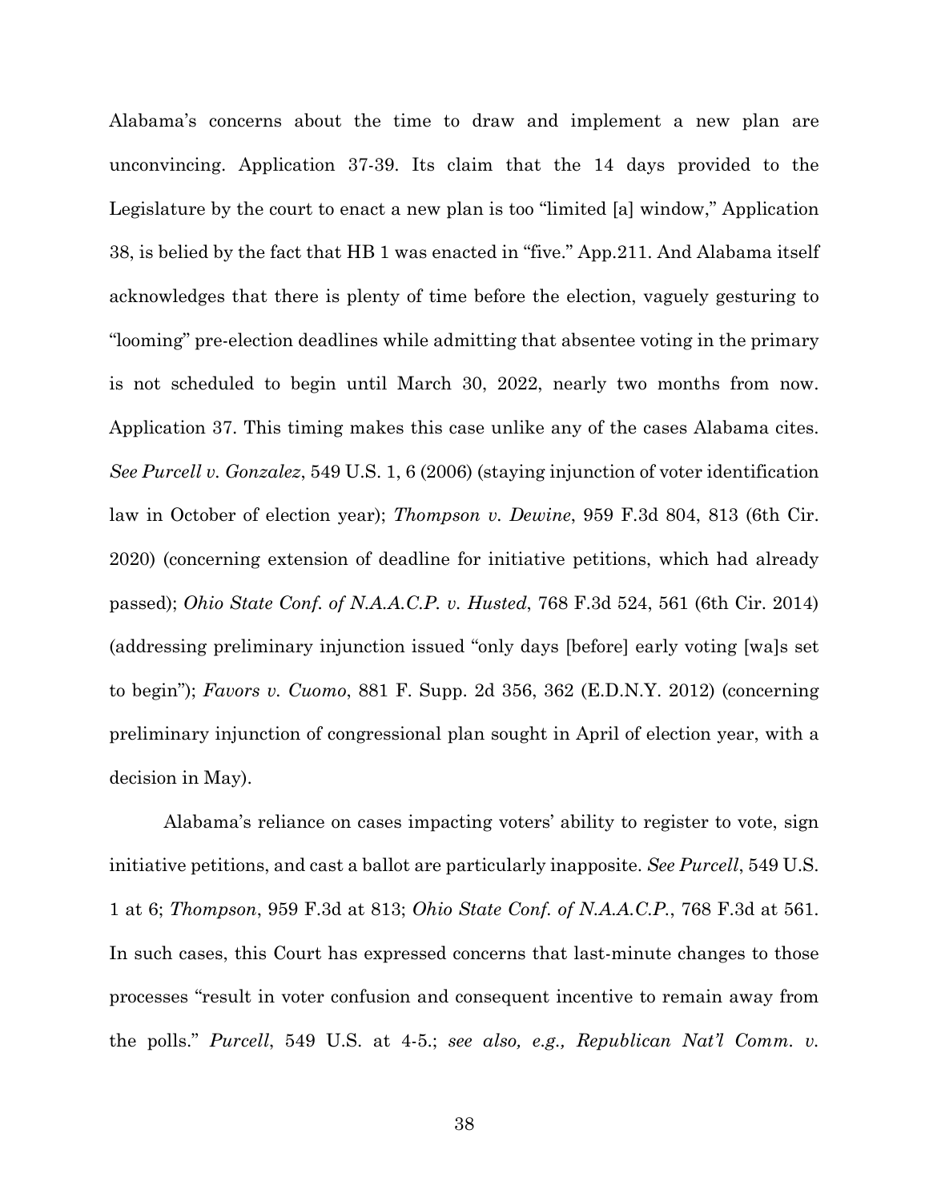Alabama's concerns about the time to draw and implement a new plan are unconvincing. Application 37-39. Its claim that the 14 days provided to the Legislature by the court to enact a new plan is too "limited [a] window," Application 38, is belied by the fact that HB 1 was enacted in "five." App.211. And Alabama itself acknowledges that there is plenty of time before the election, vaguely gesturing to "looming" pre-election deadlines while admitting that absentee voting in the primary is not scheduled to begin until March 30, 2022, nearly two months from now. Application 37. This timing makes this case unlike any of the cases Alabama cites. *See Purcell v. Gonzalez*, 549 U.S. 1, 6 (2006) (staying injunction of voter identification law in October of election year); *Thompson v. Dewine*, 959 F.3d 804, 813 (6th Cir. 2020) (concerning extension of deadline for initiative petitions, which had already passed); *Ohio State Conf. of N.A.A.C.P. v. Husted*, 768 F.3d 524, 561 (6th Cir. 2014) (addressing preliminary injunction issued "only days [before] early voting [wa]s set to begin"); *Favors v. Cuomo*, 881 F. Supp. 2d 356, 362 (E.D.N.Y. 2012) (concerning preliminary injunction of congressional plan sought in April of election year, with a decision in May).

Alabama's reliance on cases impacting voters' ability to register to vote, sign initiative petitions, and cast a ballot are particularly inapposite. *See Purcell*, 549 U.S. 1 at 6; *Thompson*, 959 F.3d at 813; *Ohio State Conf. of N.A.A.C.P.*, 768 F.3d at 561. In such cases, this Court has expressed concerns that last-minute changes to those processes "result in voter confusion and consequent incentive to remain away from the polls." *Purcell*, 549 U.S. at 4-5.; *see also, e.g., Republican Nat'l Comm. v.*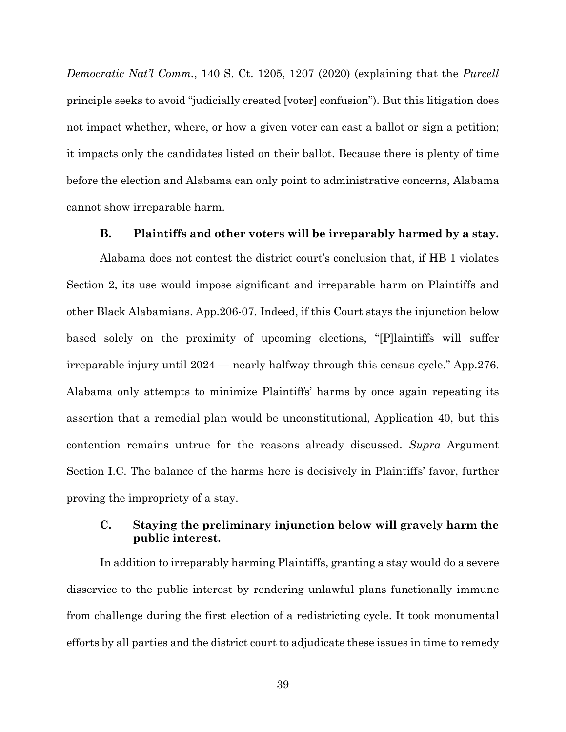*Democratic Nat'l Comm.*, 140 S. Ct. 1205, 1207 (2020) (explaining that the *Purcell* principle seeks to avoid "judicially created [voter] confusion"). But this litigation does not impact whether, where, or how a given voter can cast a ballot or sign a petition; it impacts only the candidates listed on their ballot. Because there is plenty of time before the election and Alabama can only point to administrative concerns, Alabama cannot show irreparable harm.

### B. Plaintiffs and other voters will be irreparably harmed by a stay.

Alabama does not contest the district court's conclusion that, if HB 1 violates Section 2, its use would impose significant and irreparable harm on Plaintiffs and other Black Alabamians. App.206-07. Indeed, if this Court stays the injunction below based solely on the proximity of upcoming elections, "[P]laintiffs will suffer irreparable injury until 2024 — nearly halfway through this census cycle." App.276. Alabama only attempts to minimize Plaintiffs' harms by once again repeating its assertion that a remedial plan would be unconstitutional, Application 40, but this contention remains untrue for the reasons already discussed. *Supra* Argument Section I.C. The balance of the harms here is decisively in Plaintiffs' favor, further proving the impropriety of a stay.

### C. Staying the preliminary injunction below will gravely harm the public interest.

In addition to irreparably harming Plaintiffs, granting a stay would do a severe disservice to the public interest by rendering unlawful plans functionally immune from challenge during the first election of a redistricting cycle. It took monumental efforts by all parties and the district court to adjudicate these issues in time to remedy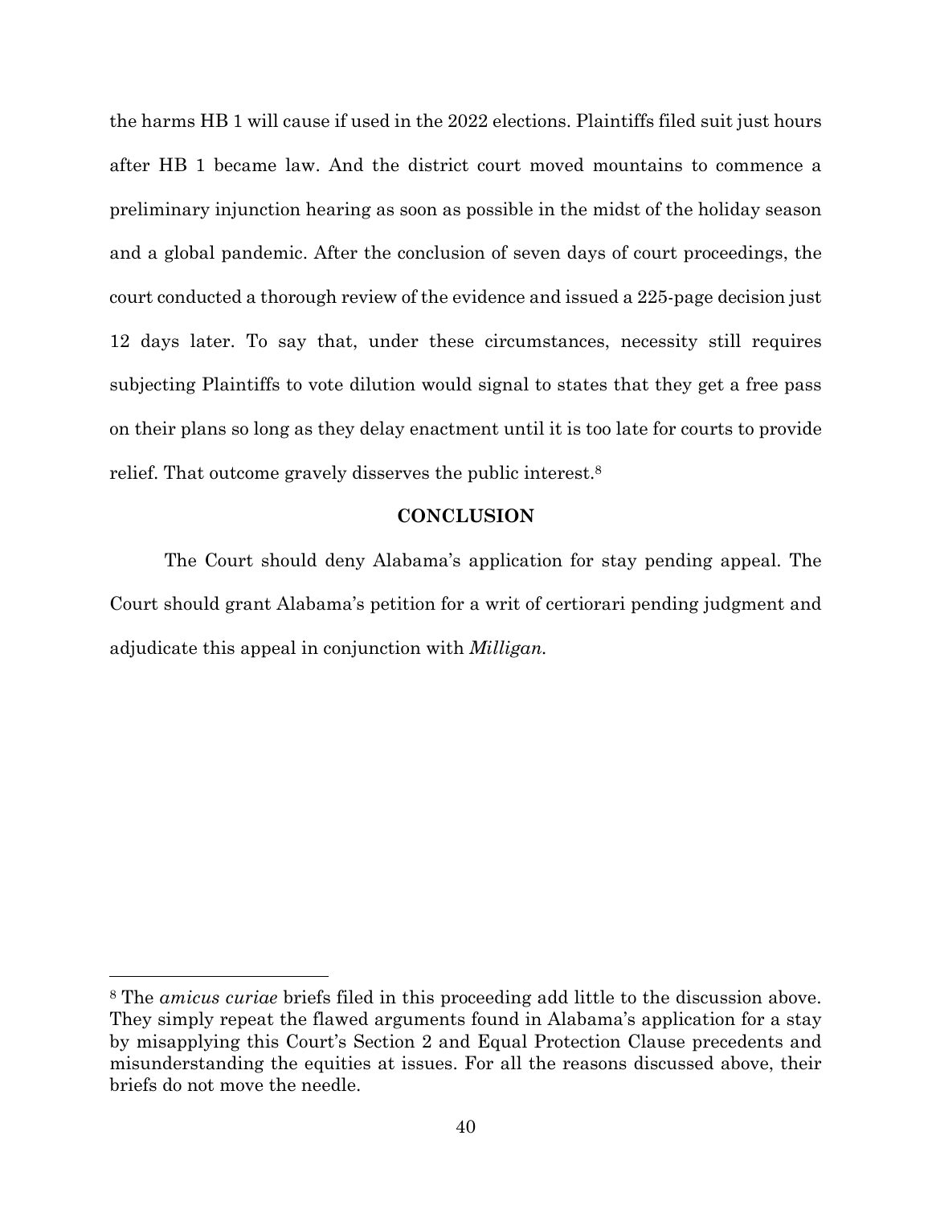the harms HB 1 will cause if used in the 2022 elections. Plaintiffs filed suit just hours after HB 1 became law. And the district court moved mountains to commence a preliminary injunction hearing as soon as possible in the midst of the holiday season and a global pandemic. After the conclusion of seven days of court proceedings, the court conducted a thorough review of the evidence and issued a 225-page decision just 12 days later. To say that, under these circumstances, necessity still requires subjecting Plaintiffs to vote dilution would signal to states that they get a free pass on their plans so long as they delay enactment until it is too late for courts to provide relief. That outcome gravely disserves the public interest.[8]

## CONCLUSION

The Court should deny Alabama's application for stay pending appeal. The Court should grant Alabama's petition for a writ of certiorari pending judgment and adjudicate this appeal in conjunction with *Milligan*.

---

[8] The *amicus curiae* briefs filed in this proceeding add little to the discussion above. They simply repeat the flawed arguments found in Alabama's application for a stay by misapplying this Court's Section 2 and Equal Protection Clause precedents and misunderstanding the equities at issues. For all the reasons discussed above, their briefs do not move the needle.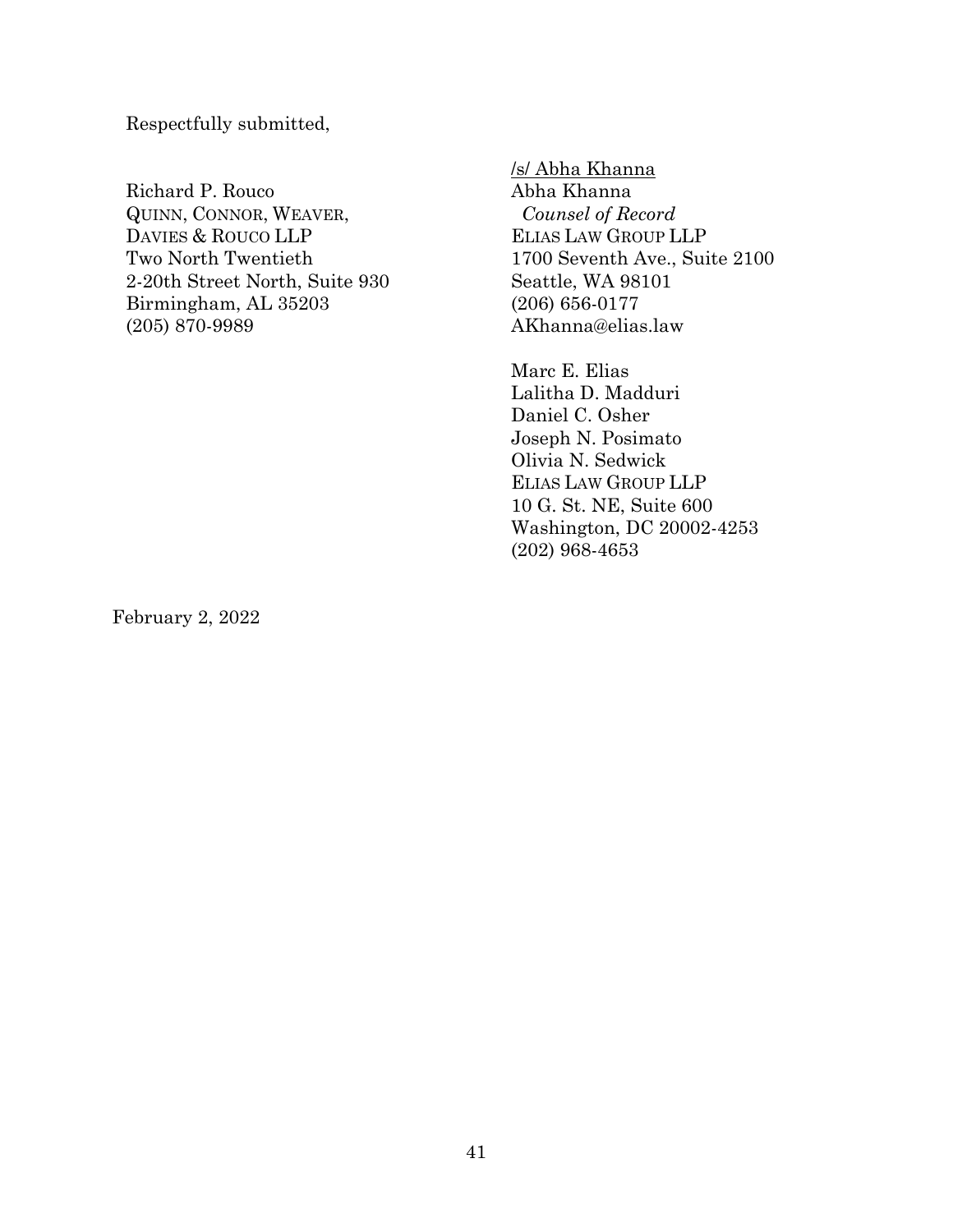Respectfully submitted,

Richard P. Rouco
QUINN, CONNOR, WEAVER,
DAVIES & ROUCO LLP
Two North Twentieth
2-20th Street North, Suite 930
Birmingham, AL 35203
(205) 870-9989

/s/ Abha Khanna
Abha Khanna
*Counsel of Record*
ELIAS LAW GROUP LLP
1700 Seventh Ave., Suite 2100
Seattle, WA 98101
(206) 656-0177
AKhanna@elias.law

Marc E. Elias
Lalitha D. Madduri
Daniel C. Osher
Joseph N. Posimato
Olivia N. Sedwick
ELIAS LAW GROUP LLP
10 G. St. NE, Suite 600
Washington, DC 20002-4253
(202) 968-4653

February 2, 2022